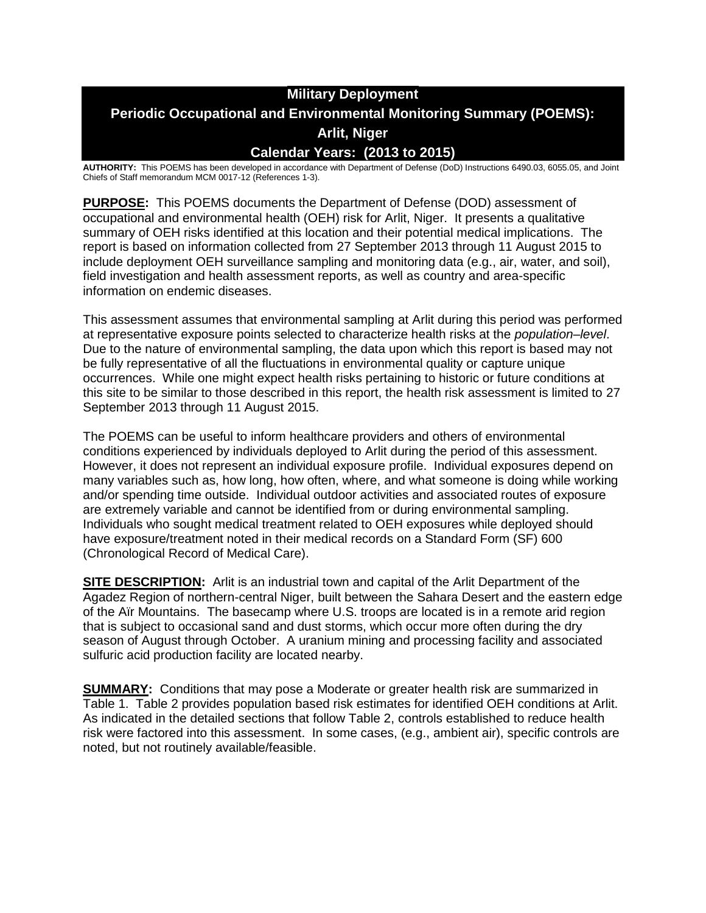# Military Deployment
# Periodic Occupational and Environmental Monitoring Summary (POEMS): Arlit, Niger
# Calendar Years: (2013 to 2015)

**AUTHORITY:** This POEMS has been developed in accordance with Department of Defense (DoD) Instructions 6490.03, 6055.05, and Joint Chiefs of Staff memorandum MCM 0017-12 (References 1-3).

**PURPOSE:** This POEMS documents the Department of Defense (DOD) assessment of occupational and environmental health (OEH) risk for Arlit, Niger. It presents a qualitative summary of OEH risks identified at this location and their potential medical implications. The report is based on information collected from 27 September 2013 through 11 August 2015 to include deployment OEH surveillance sampling and monitoring data (e.g., air, water, and soil), field investigation and health assessment reports, as well as country and area-specific information on endemic diseases.

This assessment assumes that environmental sampling at Arlit during this period was performed at representative exposure points selected to characterize health risks at the *population–level*. Due to the nature of environmental sampling, the data upon which this report is based may not be fully representative of all the fluctuations in environmental quality or capture unique occurrences. While one might expect health risks pertaining to historic or future conditions at this site to be similar to those described in this report, the health risk assessment is limited to 27 September 2013 through 11 August 2015.

The POEMS can be useful to inform healthcare providers and others of environmental conditions experienced by individuals deployed to Arlit during the period of this assessment. However, it does not represent an individual exposure profile. Individual exposures depend on many variables such as, how long, how often, where, and what someone is doing while working and/or spending time outside. Individual outdoor activities and associated routes of exposure are extremely variable and cannot be identified from or during environmental sampling. Individuals who sought medical treatment related to OEH exposures while deployed should have exposure/treatment noted in their medical records on a Standard Form (SF) 600 (Chronological Record of Medical Care).

**SITE DESCRIPTION:** Arlit is an industrial town and capital of the Arlit Department of the Agadez Region of northern-central Niger, built between the Sahara Desert and the eastern edge of the Aïr Mountains. The basecamp where U.S. troops are located is in a remote arid region that is subject to occasional sand and dust storms, which occur more often during the dry season of August through October. A uranium mining and processing facility and associated sulfuric acid production facility are located nearby.

**SUMMARY:** Conditions that may pose a Moderate or greater health risk are summarized in Table 1. Table 2 provides population based risk estimates for identified OEH conditions at Arlit. As indicated in the detailed sections that follow Table 2, controls established to reduce health risk were factored into this assessment. In some cases, (e.g., ambient air), specific controls are noted, but not routinely available/feasible.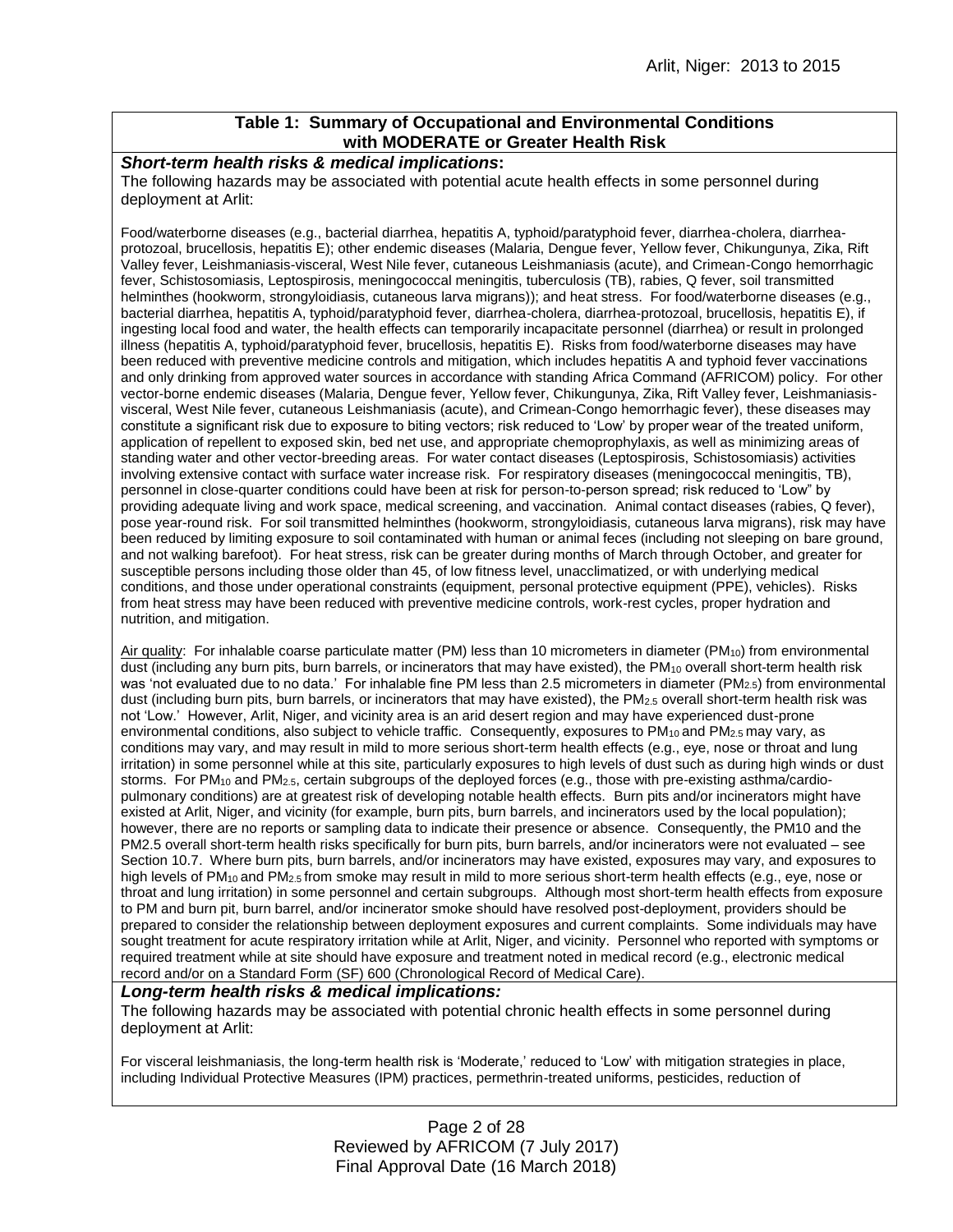## Table 1: Summary of Occupational and Environmental Conditions with MODERATE or Greater Health Risk

***Short-term health risks & medical implications*:**

The following hazards may be associated with potential acute health effects in some personnel during deployment at Arlit:

Food/waterborne diseases (e.g., bacterial diarrhea, hepatitis A, typhoid/paratyphoid fever, diarrhea-cholera, diarrhea-protozoal, brucellosis, hepatitis E); other endemic diseases (Malaria, Dengue fever, Yellow fever, Chikungunya, Zika, Rift Valley fever, Leishmaniasis-visceral, West Nile fever, cutaneous Leishmaniasis (acute), and Crimean-Congo hemorrhagic fever, Schistosomiasis, Leptospirosis, meningococcal meningitis, tuberculosis (TB), rabies, Q fever, soil transmitted helminthes (hookworm, strongyloidiasis, cutaneous larva migrans)); and heat stress. For food/waterborne diseases (e.g., bacterial diarrhea, hepatitis A, typhoid/paratyphoid fever, diarrhea-cholera, diarrhea-protozoal, brucellosis, hepatitis E), if ingesting local food and water, the health effects can temporarily incapacitate personnel (diarrhea) or result in prolonged illness (hepatitis A, typhoid/paratyphoid fever, brucellosis, hepatitis E). Risks from food/waterborne diseases may have been reduced with preventive medicine controls and mitigation, which includes hepatitis A and typhoid fever vaccinations and only drinking from approved water sources in accordance with standing Africa Command (AFRICOM) policy. For other vector-borne endemic diseases (Malaria, Dengue fever, Yellow fever, Chikungunya, Zika, Rift Valley fever, Leishmaniasis-visceral, West Nile fever, cutaneous Leishmaniasis (acute), and Crimean-Congo hemorrhagic fever), these diseases may constitute a significant risk due to exposure to biting vectors; risk reduced to 'Low' by proper wear of the treated uniform, application of repellent to exposed skin, bed net use, and appropriate chemoprophylaxis, as well as minimizing areas of standing water and other vector-breeding areas. For water contact diseases (Leptospirosis, Schistosomiasis) activities involving extensive contact with surface water increase risk. For respiratory diseases (meningococcal meningitis, TB), personnel in close-quarter conditions could have been at risk for person-to-person spread; risk reduced to "Low" by providing adequate living and work space, medical screening, and vaccination. Animal contact diseases (rabies, Q fever), pose year-round risk. For soil transmitted helminthes (hookworm, strongyloidiasis, cutaneous larva migrans), risk may have been reduced by limiting exposure to soil contaminated with human or animal feces (including not sleeping on bare ground, and not walking barefoot). For heat stress, risk can be greater during months of March through October, and greater for susceptible persons including those older than 45, of low fitness level, unacclimatized, or with underlying medical conditions, and those under operational constraints (equipment, personal protective equipment (PPE), vehicles). Risks from heat stress may have been reduced with preventive medicine controls, work-rest cycles, proper hydration and nutrition, and mitigation.

Air quality: For inhalable coarse particulate matter (PM) less than 10 micrometers in diameter ($PM_{10}$) from environmental dust (including any burn pits, burn barrels, or incinerators that may have existed), the $PM_{10}$ overall short-term health risk was 'not evaluated due to no data.' For inhalable fine PM less than 2.5 micrometers in diameter ($PM_{2.5}$) from environmental dust (including burn pits, burn barrels, or incinerators that may have existed), the $PM_{2.5}$ overall short-term health risk was not 'Low.' However, Arlit, Niger, and vicinity area is an arid desert region and may have experienced dust-prone environmental conditions, also subject to vehicle traffic. Consequently, exposures to $PM_{10}$ and $PM_{2.5}$ may vary, as conditions may vary, and may result in mild to more serious short-term health effects (e.g., eye, nose or throat and lung irritation) in some personnel while at this site, particularly exposures to high levels of dust such as during high winds or dust storms. For $PM_{10}$ and $PM_{2.5}$, certain subgroups of the deployed forces (e.g., those with pre-existing asthma/cardio-pulmonary conditions) are at greatest risk of developing notable health effects. Burn pits and/or incinerators might have existed at Arlit, Niger, and vicinity (for example, burn pits, burn barrels, and incinerators used by the local population); however, there are no reports or sampling data to indicate their presence or absence. Consequently, the PM10 and the PM2.5 overall short-term health risks specifically for burn pits, burn barrels, and/or incinerators were not evaluated – see Section 10.7. Where burn pits, burn barrels, and/or incinerators may have existed, exposures may vary, and exposures to high levels of $PM_{10}$ and $PM_{2.5}$ from smoke may result in mild to more serious short-term health effects (e.g., eye, nose or throat and lung irritation) in some personnel and certain subgroups. Although most short-term health effects from exposure to PM and burn pit, burn barrel, and/or incinerator smoke should have resolved post-deployment, providers should be prepared to consider the relationship between deployment exposures and current complaints. Some individuals may have sought treatment for acute respiratory irritation while at Arlit, Niger, and vicinity. Personnel who reported with symptoms or required treatment while at site should have exposure and treatment noted in medical record (e.g., electronic medical record and/or on a Standard Form (SF) 600 (Chronological Record of Medical Care).

***Long-term health risks & medical implications:***

The following hazards may be associated with potential chronic health effects in some personnel during deployment at Arlit:

For visceral leishmaniasis, the long-term health risk is 'Moderate,' reduced to 'Low' with mitigation strategies in place, including Individual Protective Measures (IPM) practices, permethrin-treated uniforms, pesticides, reduction of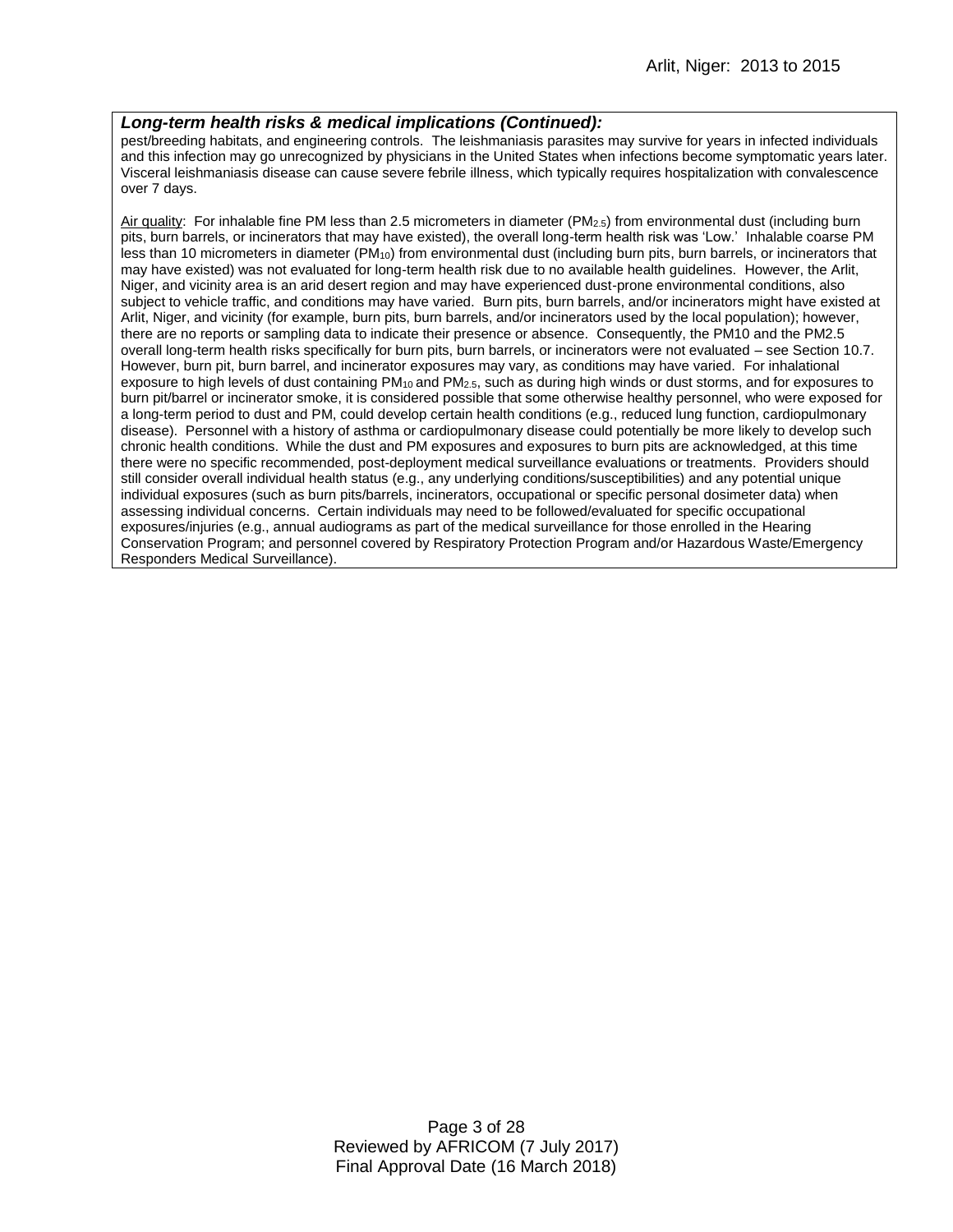***Long-term health risks & medical implications (Continued):***

pest/breeding habitats, and engineering controls. The leishmaniasis parasites may survive for years in infected individuals and this infection may go unrecognized by physicians in the United States when infections become symptomatic years later. Visceral leishmaniasis disease can cause severe febrile illness, which typically requires hospitalization with convalescence over 7 days.

Air quality: For inhalable fine PM less than 2.5 micrometers in diameter ($PM_{2.5}$) from environmental dust (including burn pits, burn barrels, or incinerators that may have existed), the overall long-term health risk was 'Low.' Inhalable coarse PM less than 10 micrometers in diameter ($PM_{10}$) from environmental dust (including burn pits, burn barrels, or incinerators that may have existed) was not evaluated for long-term health risk due to no available health guidelines. However, the Arlit, Niger, and vicinity area is an arid desert region and may have experienced dust-prone environmental conditions, also subject to vehicle traffic, and conditions may have varied. Burn pits, burn barrels, and/or incinerators might have existed at Arlit, Niger, and vicinity (for example, burn pits, burn barrels, and/or incinerators used by the local population); however, there are no reports or sampling data to indicate their presence or absence. Consequently, the PM10 and the PM2.5 overall long-term health risks specifically for burn pits, burn barrels, or incinerators were not evaluated – see Section 10.7. However, burn pit, burn barrel, and incinerator exposures may vary, as conditions may have varied. For inhalational exposure to high levels of dust containing $PM_{10}$ and $PM_{2.5}$, such as during high winds or dust storms, and for exposures to burn pit/barrel or incinerator smoke, it is considered possible that some otherwise healthy personnel, who were exposed for a long-term period to dust and PM, could develop certain health conditions (e.g., reduced lung function, cardiopulmonary disease). Personnel with a history of asthma or cardiopulmonary disease could potentially be more likely to develop such chronic health conditions. While the dust and PM exposures and exposures to burn pits are acknowledged, at this time there were no specific recommended, post-deployment medical surveillance evaluations or treatments. Providers should still consider overall individual health status (e.g., any underlying conditions/susceptibilities) and any potential unique individual exposures (such as burn pits/barrels, incinerators, occupational or specific personal dosimeter data) when assessing individual concerns. Certain individuals may need to be followed/evaluated for specific occupational exposures/injuries (e.g., annual audiograms as part of the medical surveillance for those enrolled in the Hearing Conservation Program; and personnel covered by Respiratory Protection Program and/or Hazardous Waste/Emergency Responders Medical Surveillance).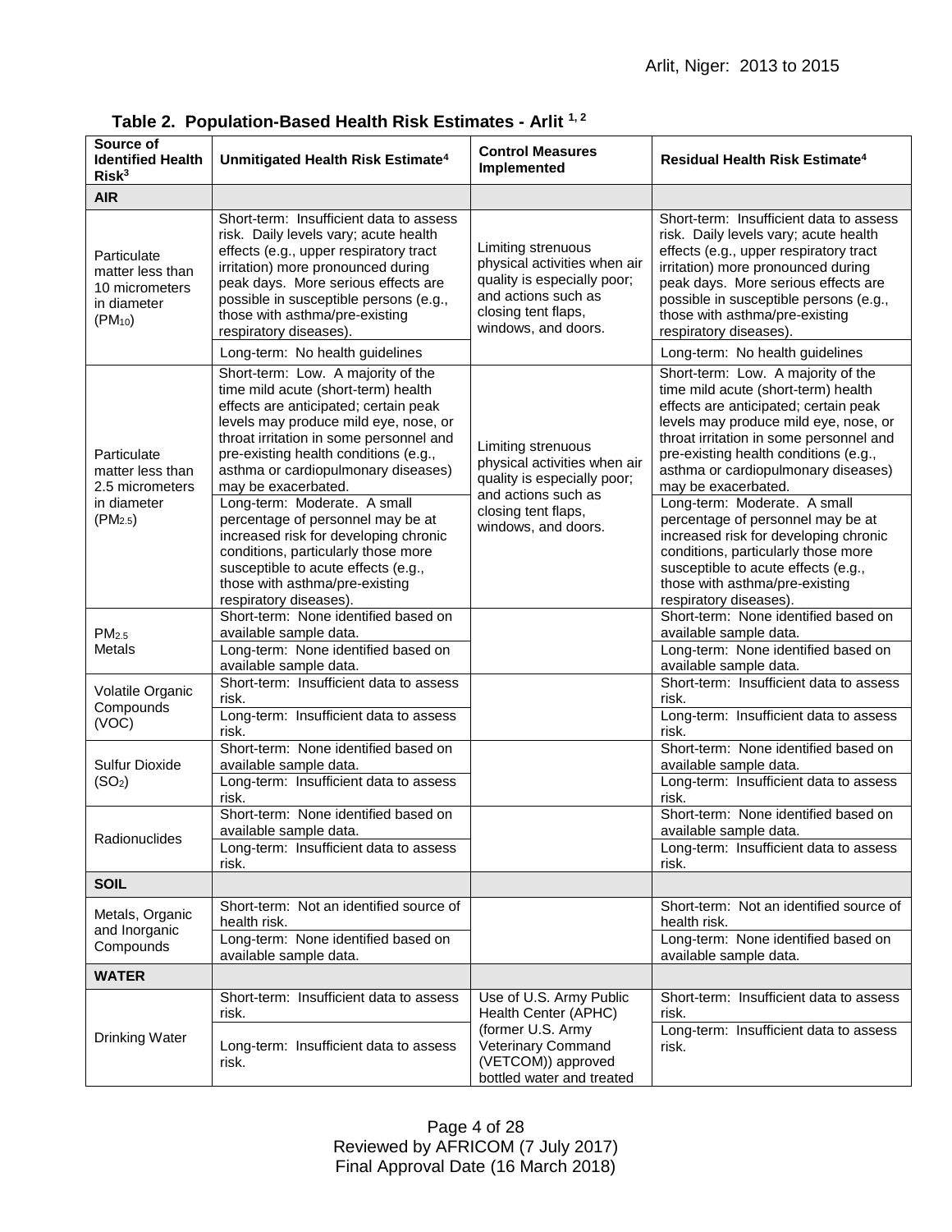**Table 2. Population-Based Health Risk Estimates - Arlit [1, 2]**

| Source of Identified Health Risk[3] | Unmitigated Health Risk Estimate[4] | Control Measures Implemented | Residual Health Risk Estimate[4] |
|---|---|---|---|
| **AIR** | | | |
| Particulate matter less than 10 micrometers in diameter ($PM_{10}$) | Short-term: Insufficient data to assess risk. Daily levels vary; acute health effects (e.g., upper respiratory tract irritation) more pronounced during peak days. More serious effects are possible in susceptible persons (e.g., those with asthma/pre-existing respiratory diseases). | Limiting strenuous physical activities when air quality is especially poor; and actions such as closing tent flaps, windows, and doors. | Short-term: Insufficient data to assess risk. Daily levels vary; acute health effects (e.g., upper respiratory tract irritation) more pronounced during peak days. More serious effects are possible in susceptible persons (e.g., those with asthma/pre-existing respiratory diseases). |
| | Long-term: No health guidelines | | Long-term: No health guidelines |
| Particulate matter less than 2.5 micrometers in diameter ($PM_{2.5}$) | Short-term: Low. A majority of the time mild acute (short-term) health effects are anticipated; certain peak levels may produce mild eye, nose, or throat irritation in some personnel and pre-existing health conditions (e.g., asthma or cardiopulmonary diseases) may be exacerbated. | Limiting strenuous physical activities when air quality is especially poor; and actions such as closing tent flaps, windows, and doors. | Short-term: Low. A majority of the time mild acute (short-term) health effects are anticipated; certain peak levels may produce mild eye, nose, or throat irritation in some personnel and pre-existing health conditions (e.g., asthma or cardiopulmonary diseases) may be exacerbated. |
| | Long-term: Moderate. A small percentage of personnel may be at increased risk for developing chronic conditions, particularly those more susceptible to acute effects (e.g., those with asthma/pre-existing respiratory diseases). | | Long-term: Moderate. A small percentage of personnel may be at increased risk for developing chronic conditions, particularly those more susceptible to acute effects (e.g., those with asthma/pre-existing respiratory diseases). |
| $PM_{2.5}$ Metals | Short-term: None identified based on available sample data. | | Short-term: None identified based on available sample data. |
| | Long-term: None identified based on available sample data. | | Long-term: None identified based on available sample data. |
| Volatile Organic Compounds (VOC) | Short-term: Insufficient data to assess risk. | | Short-term: Insufficient data to assess risk. |
| | Long-term: Insufficient data to assess risk. | | Long-term: Insufficient data to assess risk. |
| Sulfur Dioxide ($SO_2$) | Short-term: None identified based on available sample data. | | Short-term: None identified based on available sample data. |
| | Long-term: Insufficient data to assess risk. | | Long-term: Insufficient data to assess risk. |
| Radionuclides | Short-term: None identified based on available sample data. | | Short-term: None identified based on available sample data. |
| | Long-term: Insufficient data to assess risk. | | Long-term: Insufficient data to assess risk. |
| **SOIL** | | | |
| Metals, Organic and Inorganic Compounds | Short-term: Not an identified source of health risk. | | Short-term: Not an identified source of health risk. |
| | Long-term: None identified based on available sample data. | | Long-term: None identified based on available sample data. |
| **WATER** | | | |
| Drinking Water | Short-term: Insufficient data to assess risk. | Use of U.S. Army Public Health Center (APHC) (former U.S. Army Veterinary Command (VETCOM)) approved bottled water and treated | Short-term: Insufficient data to assess risk. |
| | Long-term: Insufficient data to assess risk. | | Long-term: Insufficient data to assess risk. |

Reviewed by AFRICOM (7 July 2017)
Final Approval Date (16 March 2018)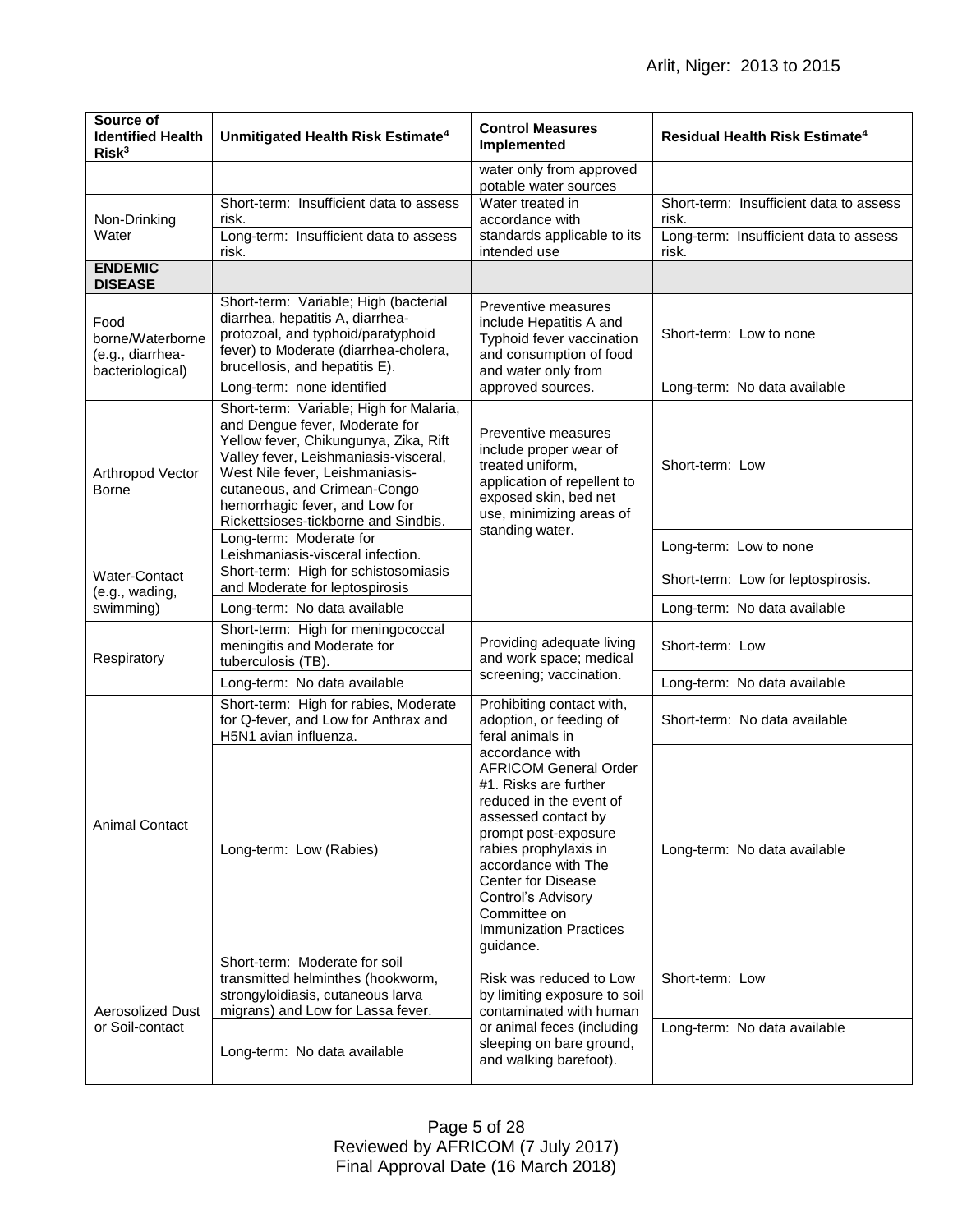| Source of Identified Health Risk[3] | Unmitigated Health Risk Estimate[4] | Control Measures Implemented | Residual Health Risk Estimate[4] |
|---|---|---|---|
| | | water only from approved potable water sources | |
| Non-Drinking Water | Short-term: Insufficient data to assess risk. | Water treated in accordance with standards applicable to its intended use | Short-term: Insufficient data to assess risk. |
| | Long-term: Insufficient data to assess risk. | | Long-term: Insufficient data to assess risk. |
| **ENDEMIC DISEASE** | | | |
| Food borne/Waterborne (e.g., diarrhea-bacteriological) | Short-term: Variable; High (bacterial diarrhea, hepatitis A, diarrhea-protozoal, and typhoid/paratyphoid fever) to Moderate (diarrhea-cholera, brucellosis, and hepatitis E). | Preventive measures include Hepatitis A and Typhoid fever vaccination and consumption of food and water only from approved sources. | Short-term: Low to none |
| | Long-term: none identified | | Long-term: No data available |
| Arthropod Vector Borne | Short-term: Variable; High for Malaria, and Dengue fever, Moderate for Yellow fever, Chikungunya, Zika, Rift Valley fever, Leishmaniasis-visceral, West Nile fever, Leishmaniasis-cutaneous, and Crimean-Congo hemorrhagic fever, and Low for Rickettsioses-tickborne and Sindbis. | Preventive measures include proper wear of treated uniform, application of repellent to exposed skin, bed net use, minimizing areas of standing water. | Short-term: Low |
| | Long-term: Moderate for Leishmaniasis-visceral infection. | | Long-term: Low to none |
| Water-Contact (e.g., wading, swimming) | Short-term: High for schistosomiasis and Moderate for leptospirosis | | Short-term: Low for leptospirosis. |
| | Long-term: No data available | | Long-term: No data available |
| Respiratory | Short-term: High for meningococcal meningitis and Moderate for tuberculosis (TB). | Providing adequate living and work space; medical screening; vaccination. | Short-term: Low |
| | Long-term: No data available | | Long-term: No data available |
| Animal Contact | Short-term: High for rabies, Moderate for Q-fever, and Low for Anthrax and H5N1 avian influenza. | Prohibiting contact with, adoption, or feeding of feral animals in accordance with AFRICOM General Order #1. Risks are further reduced in the event of assessed contact by prompt post-exposure rabies prophylaxis in accordance with The Center for Disease Control's Advisory Committee on Immunization Practices guidance. | Short-term: No data available |
| | Long-term: Low (Rabies) | | Long-term: No data available |
| Aerosolized Dust or Soil-contact | Short-term: Moderate for soil transmitted helminthes (hookworm, strongyloidiasis, cutaneous larva migrans) and Low for Lassa fever. | Risk was reduced to Low by limiting exposure to soil contaminated with human or animal feces (including sleeping on bare ground, and walking barefoot). | Short-term: Low |
| | Long-term: No data available | | Long-term: No data available |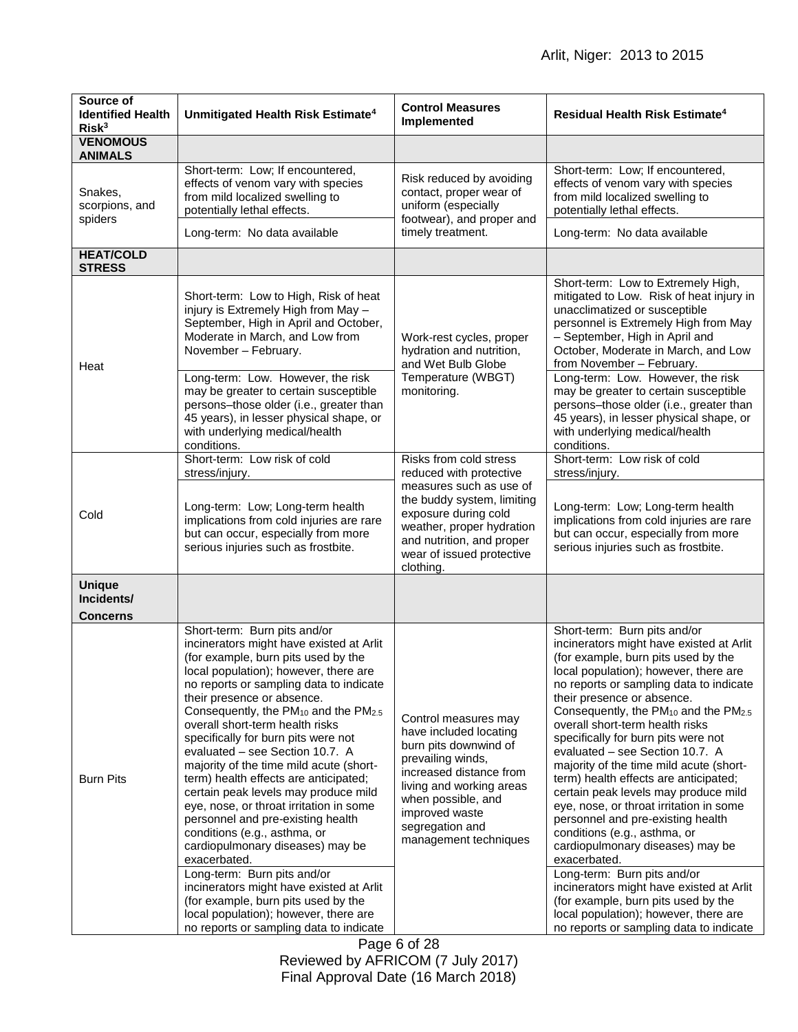| Source of Identified Health Risk[3] | Unmitigated Health Risk Estimate[4] | Control Measures Implemented | Residual Health Risk Estimate[4] |
|---|---|---|---|
| **VENOMOUS ANIMALS** | | | |
| Snakes, scorpions, and spiders | Short-term: Low; If encountered, effects of venom vary with species from mild localized swelling to potentially lethal effects. | Risk reduced by avoiding contact, proper wear of uniform (especially footwear), and proper and timely treatment. | Short-term: Low; If encountered, effects of venom vary with species from mild localized swelling to potentially lethal effects. |
| | Long-term: No data available | | Long-term: No data available |
| **HEAT/COLD STRESS** | | | |
| Heat | Short-term: Low to High, Risk of heat injury is Extremely High from May – September, High in April and October, Moderate in March, and Low from November – February. | Work-rest cycles, proper hydration and nutrition, and Wet Bulb Globe Temperature (WBGT) monitoring. | Short-term: Low to Extremely High, mitigated to Low. Risk of heat injury in unacclimatized or susceptible personnel is Extremely High from May – September, High in April and October, Moderate in March, and Low from November – February. |
| | Long-term: Low. However, the risk may be greater to certain susceptible persons–those older (i.e., greater than 45 years), in lesser physical shape, or with underlying medical/health conditions. | | Long-term: Low. However, the risk may be greater to certain susceptible persons–those older (i.e., greater than 45 years), in lesser physical shape, or with underlying medical/health conditions. |
| Cold | Short-term: Low risk of cold stress/injury. | Risks from cold stress reduced with protective measures such as use of the buddy system, limiting exposure during cold weather, proper hydration and nutrition, and proper wear of issued protective clothing. | Short-term: Low risk of cold stress/injury. |
| | Long-term: Low; Long-term health implications from cold injuries are rare but can occur, especially from more serious injuries such as frostbite. | | Long-term: Low; Long-term health implications from cold injuries are rare but can occur, especially from more serious injuries such as frostbite. |
| **Unique Incidents/ Concerns** | | | |
| Burn Pits | Short-term: Burn pits and/or incinerators might have existed at Arlit (for example, burn pits used by the local population); however, there are no reports or sampling data to indicate their presence or absence. Consequently, the $PM_{10}$ and the $PM_{2.5}$ overall short-term health risks specifically for burn pits were not evaluated – see Section 10.7. A majority of the time mild acute (short-term) health effects are anticipated; certain peak levels may produce mild eye, nose, or throat irritation in some personnel and pre-existing health conditions (e.g., asthma, or cardiopulmonary diseases) may be exacerbated. | Control measures may have included locating burn pits downwind of prevailing winds, increased distance from living and working areas when possible, and improved waste segregation and management techniques | Short-term: Burn pits and/or incinerators might have existed at Arlit (for example, burn pits used by the local population); however, there are no reports or sampling data to indicate their presence or absence. Consequently, the $PM_{10}$ and the $PM_{2.5}$ overall short-term health risks specifically for burn pits were not evaluated – see Section 10.7. A majority of the time mild acute (short-term) health effects are anticipated; certain peak levels may produce mild eye, nose, or throat irritation in some personnel and pre-existing health conditions (e.g., asthma, or cardiopulmonary diseases) may be exacerbated. |
| | Long-term: Burn pits and/or incinerators might have existed at Arlit (for example, burn pits used by the local population); however, there are no reports or sampling data to indicate | | Long-term: Burn pits and/or incinerators might have existed at Arlit (for example, burn pits used by the local population); however, there are no reports or sampling data to indicate |

Reviewed by AFRICOM (7 July 2017)
Final Approval Date (16 March 2018)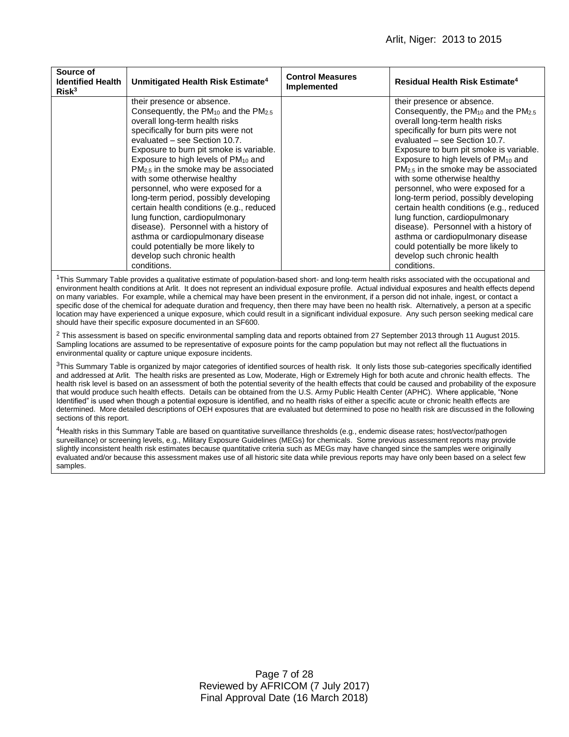| Source of Identified Health Risk[3] | Unmitigated Health Risk Estimate[4] | Control Measures Implemented | Residual Health Risk Estimate[4] |
|---|---|---|---|
| | their presence or absence. Consequently, the $PM_{10}$ and the $PM_{2.5}$ overall long-term health risks specifically for burn pits were not evaluated – see Section 10.7. Exposure to burn pit smoke is variable. Exposure to high levels of $PM_{10}$ and $PM_{2.5}$ in the smoke may be associated with some otherwise healthy personnel, who were exposed for a long-term period, possibly developing certain health conditions (e.g., reduced lung function, cardiopulmonary disease). Personnel with a history of asthma or cardiopulmonary disease could potentially be more likely to develop such chronic health conditions. | | their presence or absence. Consequently, the $PM_{10}$ and the $PM_{2.5}$ overall long-term health risks specifically for burn pits were not evaluated – see Section 10.7. Exposure to burn pit smoke is variable. Exposure to high levels of $PM_{10}$ and $PM_{2.5}$ in the smoke may be associated with some otherwise healthy personnel, who were exposed for a long-term period, possibly developing certain health conditions (e.g., reduced lung function, cardiopulmonary disease). Personnel with a history of asthma or cardiopulmonary disease could potentially be more likely to develop such chronic health conditions. |

[1]This Summary Table provides a qualitative estimate of population-based short- and long-term health risks associated with the occupational and environment health conditions at Arlit. It does not represent an individual exposure profile. Actual individual exposures and health effects depend on many variables. For example, while a chemical may have been present in the environment, if a person did not inhale, ingest, or contact a specific dose of the chemical for adequate duration and frequency, then there may have been no health risk. Alternatively, a person at a specific location may have experienced a unique exposure, which could result in a significant individual exposure. Any such person seeking medical care should have their specific exposure documented in an SF600.

[2] This assessment is based on specific environmental sampling data and reports obtained from 27 September 2013 through 11 August 2015. Sampling locations are assumed to be representative of exposure points for the camp population but may not reflect all the fluctuations in environmental quality or capture unique exposure incidents.

[3]This Summary Table is organized by major categories of identified sources of health risk. It only lists those sub-categories specifically identified and addressed at Arlit. The health risks are presented as Low, Moderate, High or Extremely High for both acute and chronic health effects. The health risk level is based on an assessment of both the potential severity of the health effects that could be caused and probability of the exposure that would produce such health effects. Details can be obtained from the U.S. Army Public Health Center (APHC). Where applicable, "None Identified" is used when though a potential exposure is identified, and no health risks of either a specific acute or chronic health effects are determined. More detailed descriptions of OEH exposures that are evaluated but determined to pose no health risk are discussed in the following sections of this report.

[4]Health risks in this Summary Table are based on quantitative surveillance thresholds (e.g., endemic disease rates; host/vector/pathogen surveillance) or screening levels, e.g., Military Exposure Guidelines (MEGs) for chemicals. Some previous assessment reports may provide slightly inconsistent health risk estimates because quantitative criteria such as MEGs may have changed since the samples were originally evaluated and/or because this assessment makes use of all historic site data while previous reports may have only been based on a select few samples.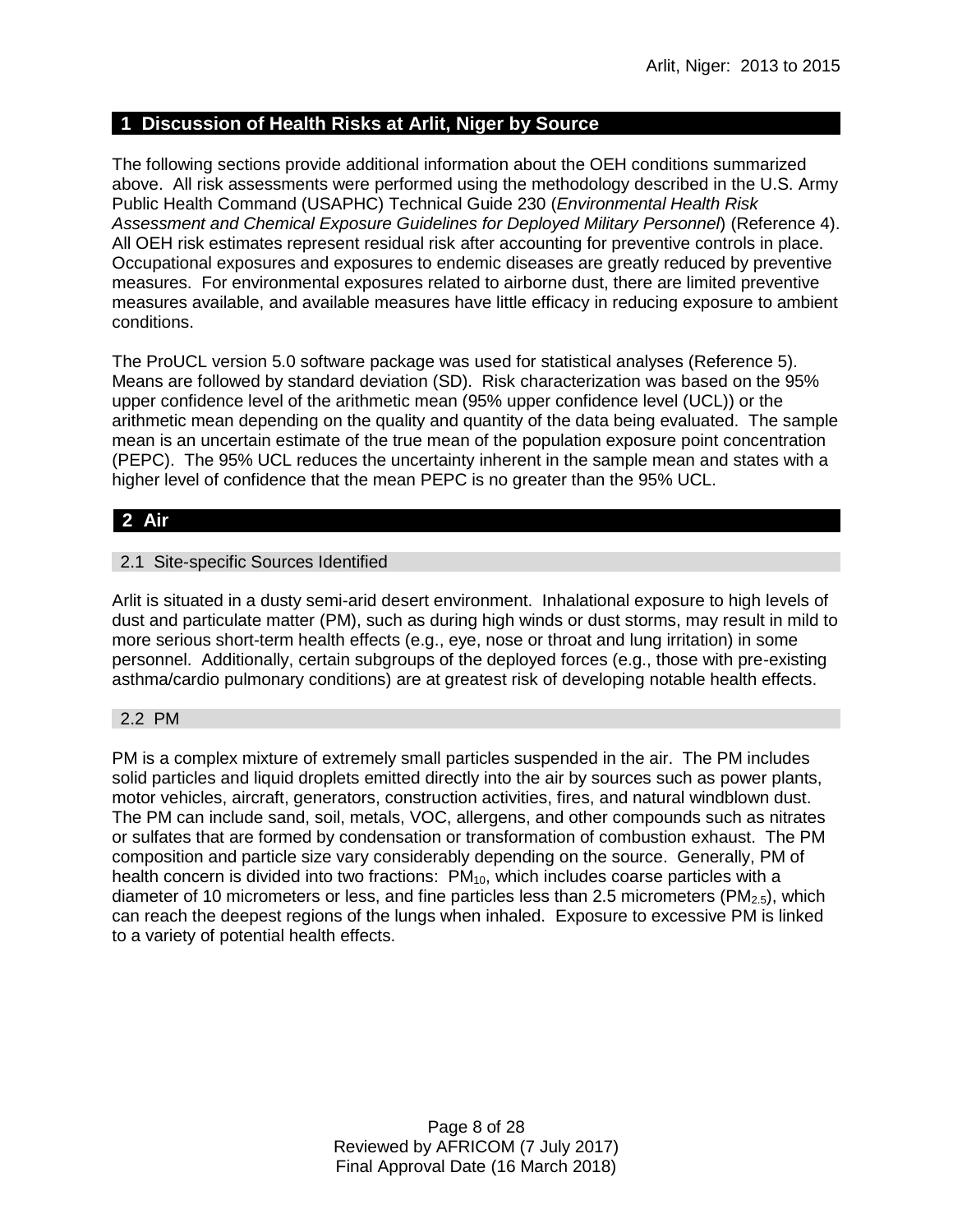## 1 Discussion of Health Risks at Arlit, Niger by Source

The following sections provide additional information about the OEH conditions summarized above. All risk assessments were performed using the methodology described in the U.S. Army Public Health Command (USAPHC) Technical Guide 230 (*Environmental Health Risk Assessment and Chemical Exposure Guidelines for Deployed Military Personnel*) (Reference 4). All OEH risk estimates represent residual risk after accounting for preventive controls in place. Occupational exposures and exposures to endemic diseases are greatly reduced by preventive measures. For environmental exposures related to airborne dust, there are limited preventive measures available, and available measures have little efficacy in reducing exposure to ambient conditions.

The ProUCL version 5.0 software package was used for statistical analyses (Reference 5). Means are followed by standard deviation (SD). Risk characterization was based on the 95% upper confidence level of the arithmetic mean (95% upper confidence level (UCL)) or the arithmetic mean depending on the quality and quantity of the data being evaluated. The sample mean is an uncertain estimate of the true mean of the population exposure point concentration (PEPC). The 95% UCL reduces the uncertainty inherent in the sample mean and states with a higher level of confidence that the mean PEPC is no greater than the 95% UCL.

## 2 Air

### 2.1 Site-specific Sources Identified

Arlit is situated in a dusty semi-arid desert environment. Inhalational exposure to high levels of dust and particulate matter (PM), such as during high winds or dust storms, may result in mild to more serious short-term health effects (e.g., eye, nose or throat and lung irritation) in some personnel. Additionally, certain subgroups of the deployed forces (e.g., those with pre-existing asthma/cardio pulmonary conditions) are at greatest risk of developing notable health effects.

### 2.2 PM

PM is a complex mixture of extremely small particles suspended in the air. The PM includes solid particles and liquid droplets emitted directly into the air by sources such as power plants, motor vehicles, aircraft, generators, construction activities, fires, and natural windblown dust. The PM can include sand, soil, metals, VOC, allergens, and other compounds such as nitrates or sulfates that are formed by condensation or transformation of combustion exhaust. The PM composition and particle size vary considerably depending on the source. Generally, PM of health concern is divided into two fractions: $PM_{10}$, which includes coarse particles with a diameter of 10 micrometers or less, and fine particles less than 2.5 micrometers ($PM_{2.5}$), which can reach the deepest regions of the lungs when inhaled. Exposure to excessive PM is linked to a variety of potential health effects.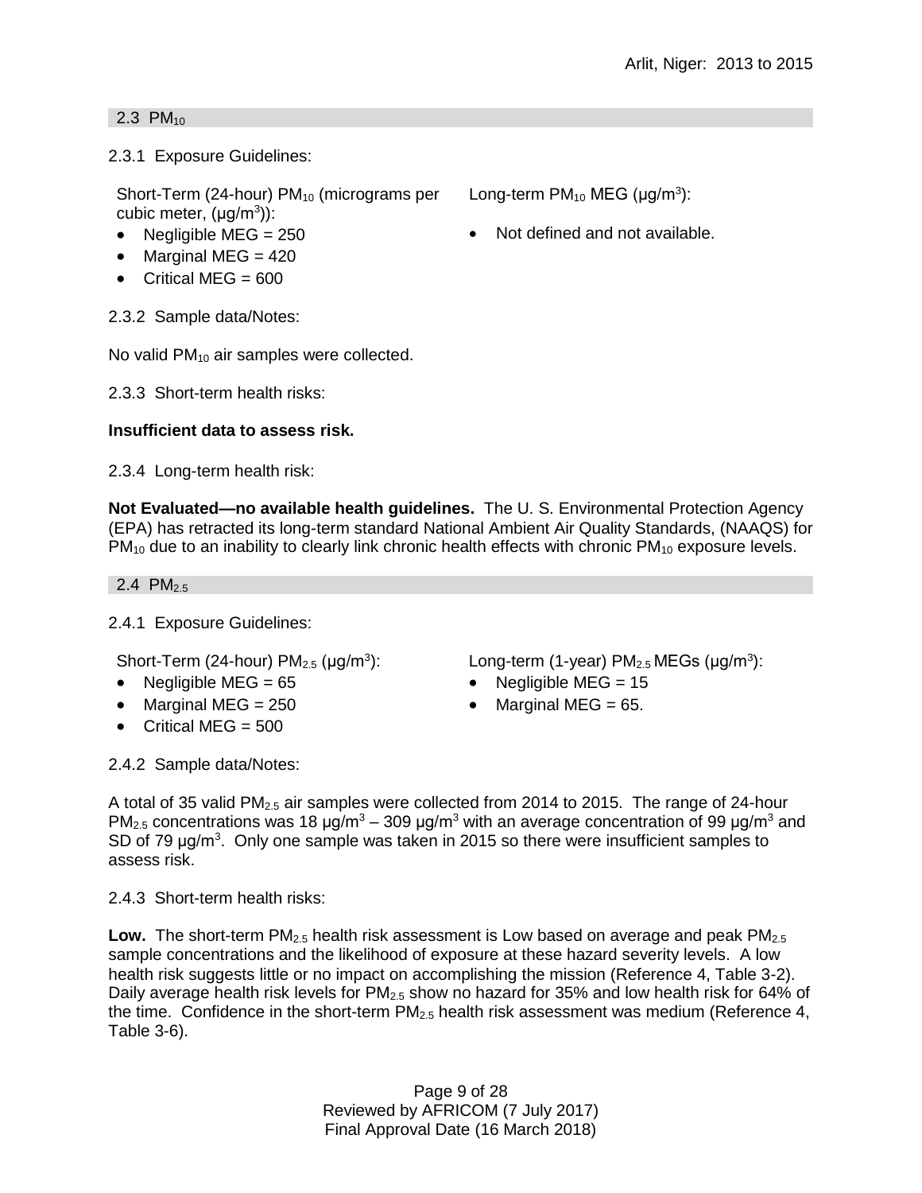## 2.3 $PM_{10}$

2.3.1 Exposure Guidelines:

Short-Term (24-hour) $PM_{10}$ (micrograms per cubic meter, ($\mu g/m^3$)):

- Negligible MEG = 250
- Marginal MEG = 420
- Critical MEG = 600

Long-term $PM_{10}$ MEG ($\mu g/m^3$):

- Not defined and not available.

2.3.2 Sample data/Notes:

No valid $PM_{10}$ air samples were collected.

2.3.3 Short-term health risks:

**Insufficient data to assess risk.**

2.3.4 Long-term health risk:

**Not Evaluated—no available health guidelines.** The U. S. Environmental Protection Agency (EPA) has retracted its long-term standard National Ambient Air Quality Standards, (NAAQS) for $PM_{10}$ due to an inability to clearly link chronic health effects with chronic $PM_{10}$ exposure levels.

## 2.4 $PM_{2.5}$

2.4.1 Exposure Guidelines:

Short-Term (24-hour) $PM_{2.5}$ ($\mu g/m^3$):

- Negligible MEG = 65
- Marginal MEG = 250
- Critical MEG = 500

Long-term (1-year) $PM_{2.5}$ MEGs ($\mu g/m^3$):

- Negligible MEG = 15
- Marginal MEG = 65.

2.4.2 Sample data/Notes:

A total of 35 valid $PM_{2.5}$ air samples were collected from 2014 to 2015. The range of 24-hour $PM_{2.5}$ concentrations was 18 $\mu g/m^3$ – 309 $\mu g/m^3$ with an average concentration of 99 $\mu g/m^3$ and SD of 79 $\mu g/m^3$. Only one sample was taken in 2015 so there were insufficient samples to assess risk.

2.4.3 Short-term health risks:

**Low.** The short-term $PM_{2.5}$ health risk assessment is Low based on average and peak $PM_{2.5}$ sample concentrations and the likelihood of exposure at these hazard severity levels. A low health risk suggests little or no impact on accomplishing the mission (Reference 4, Table 3-2). Daily average health risk levels for $PM_{2.5}$ show no hazard for 35% and low health risk for 64% of the time. Confidence in the short-term $PM_{2.5}$ health risk assessment was medium (Reference 4, Table 3-6).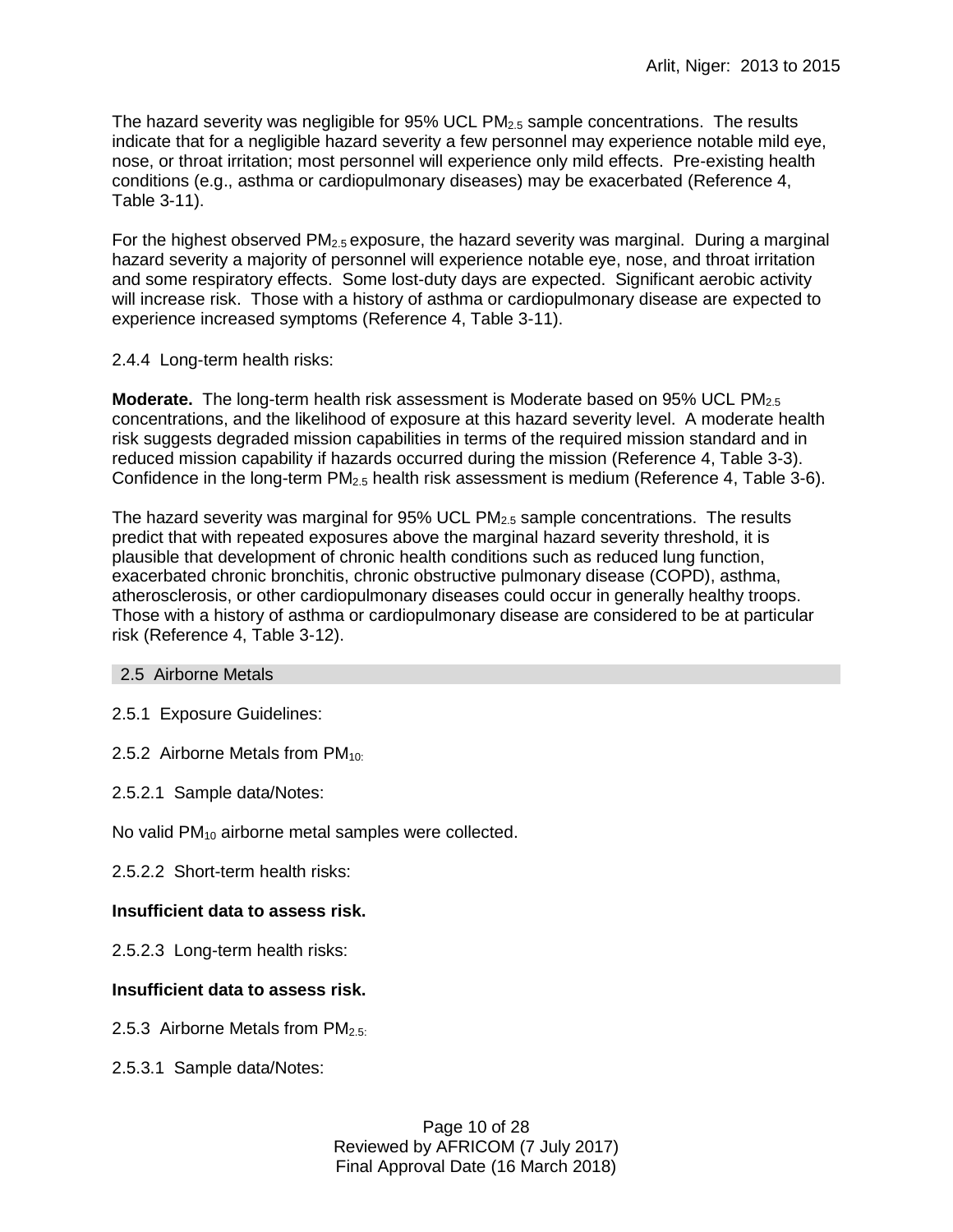The hazard severity was negligible for 95% UCL $PM_{2.5}$ sample concentrations. The results indicate that for a negligible hazard severity a few personnel may experience notable mild eye, nose, or throat irritation; most personnel will experience only mild effects. Pre-existing health conditions (e.g., asthma or cardiopulmonary diseases) may be exacerbated (Reference 4, Table 3-11).

For the highest observed $PM_{2.5}$ exposure, the hazard severity was marginal. During a marginal hazard severity a majority of personnel will experience notable eye, nose, and throat irritation and some respiratory effects. Some lost-duty days are expected. Significant aerobic activity will increase risk. Those with a history of asthma or cardiopulmonary disease are expected to experience increased symptoms (Reference 4, Table 3-11).

2.4.4 Long-term health risks:

**Moderate.** The long-term health risk assessment is Moderate based on 95% UCL $PM_{2.5}$ concentrations, and the likelihood of exposure at this hazard severity level. A moderate health risk suggests degraded mission capabilities in terms of the required mission standard and in reduced mission capability if hazards occurred during the mission (Reference 4, Table 3-3). Confidence in the long-term $PM_{2.5}$ health risk assessment is medium (Reference 4, Table 3-6).

The hazard severity was marginal for 95% UCL $PM_{2.5}$ sample concentrations. The results predict that with repeated exposures above the marginal hazard severity threshold, it is plausible that development of chronic health conditions such as reduced lung function, exacerbated chronic bronchitis, chronic obstructive pulmonary disease (COPD), asthma, atherosclerosis, or other cardiopulmonary diseases could occur in generally healthy troops. Those with a history of asthma or cardiopulmonary disease are considered to be at particular risk (Reference 4, Table 3-12).

## 2.5 Airborne Metals

2.5.1 Exposure Guidelines:

2.5.2 Airborne Metals from $PM_{10}$:

2.5.2.1 Sample data/Notes:

No valid $PM_{10}$ airborne metal samples were collected.

2.5.2.2 Short-term health risks:

**Insufficient data to assess risk.**

2.5.2.3 Long-term health risks:

**Insufficient data to assess risk.**

2.5.3 Airborne Metals from $PM_{2.5}$:

2.5.3.1 Sample data/Notes: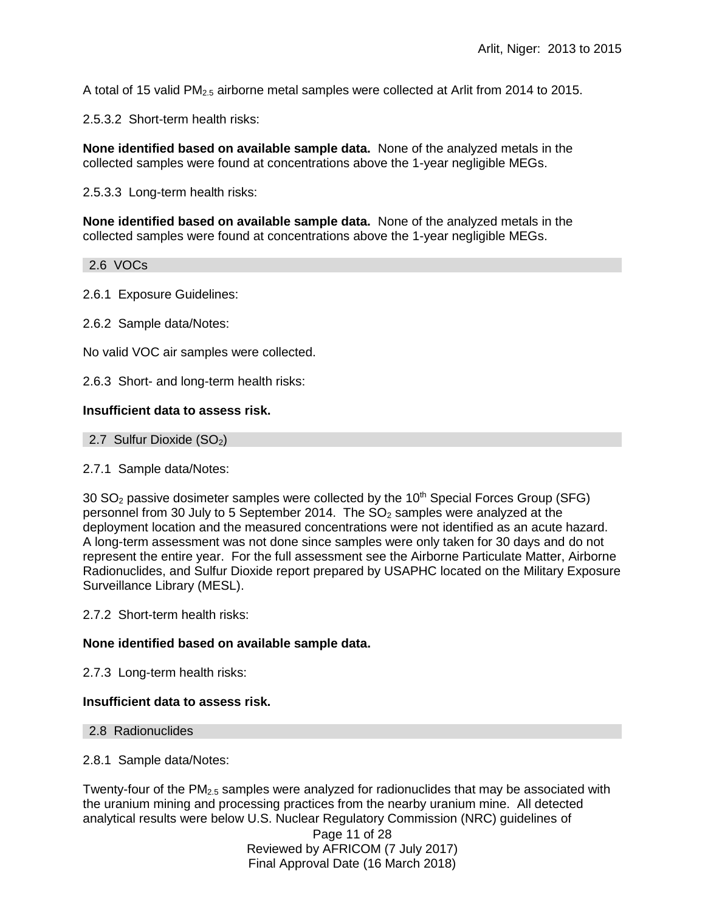A total of 15 valid $PM_{2.5}$ airborne metal samples were collected at Arlit from 2014 to 2015.

2.5.3.2 Short-term health risks:

**None identified based on available sample data.** None of the analyzed metals in the collected samples were found at concentrations above the 1-year negligible MEGs.

2.5.3.3 Long-term health risks:

**None identified based on available sample data.** None of the analyzed metals in the collected samples were found at concentrations above the 1-year negligible MEGs.

## 2.6 VOCs

2.6.1 Exposure Guidelines:

2.6.2 Sample data/Notes:

No valid VOC air samples were collected.

2.6.3 Short- and long-term health risks:

**Insufficient data to assess risk.**

## 2.7 Sulfur Dioxide ($SO_2$)

2.7.1 Sample data/Notes:

30 $SO_2$ passive dosimeter samples were collected by the 10th Special Forces Group (SFG) personnel from 30 July to 5 September 2014. The $SO_2$ samples were analyzed at the deployment location and the measured concentrations were not identified as an acute hazard. A long-term assessment was not done since samples were only taken for 30 days and do not represent the entire year. For the full assessment see the Airborne Particulate Matter, Airborne Radionuclides, and Sulfur Dioxide report prepared by USAPHC located on the Military Exposure Surveillance Library (MESL).

2.7.2 Short-term health risks:

**None identified based on available sample data.**

2.7.3 Long-term health risks:

**Insufficient data to assess risk.**

## 2.8 Radionuclides

2.8.1 Sample data/Notes:

Twenty-four of the $PM_{2.5}$ samples were analyzed for radionuclides that may be associated with the uranium mining and processing practices from the nearby uranium mine. All detected analytical results were below U.S. Nuclear Regulatory Commission (NRC) guidelines of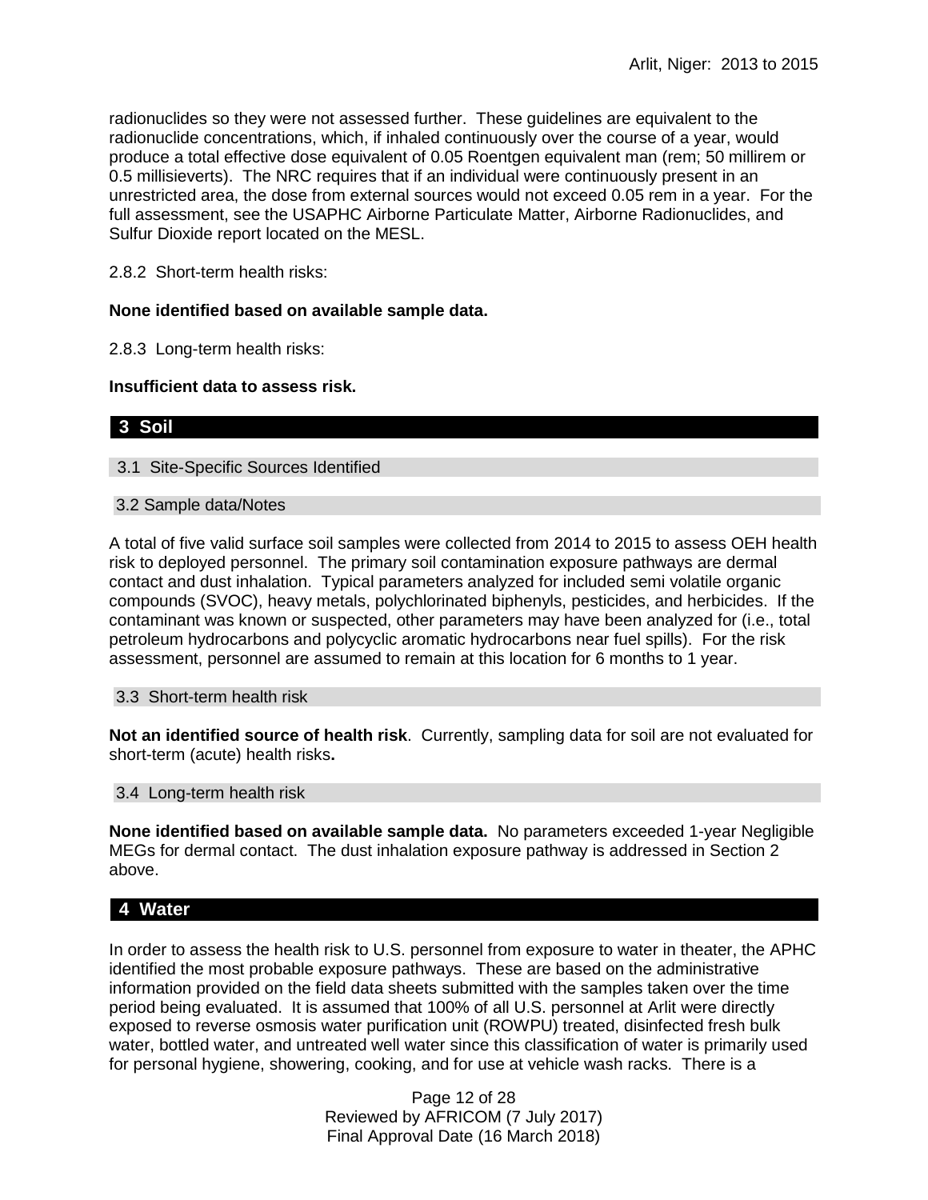radionuclides so they were not assessed further. These guidelines are equivalent to the radionuclide concentrations, which, if inhaled continuously over the course of a year, would produce a total effective dose equivalent of 0.05 Roentgen equivalent man (rem; 50 millirem or 0.5 millisieverts). The NRC requires that if an individual were continuously present in an unrestricted area, the dose from external sources would not exceed 0.05 rem in a year. For the full assessment, see the USAPHC Airborne Particulate Matter, Airborne Radionuclides, and Sulfur Dioxide report located on the MESL.

2.8.2 Short-term health risks:

**None identified based on available sample data.**

2.8.3 Long-term health risks:

**Insufficient data to assess risk.**

## 3 Soil

### 3.1 Site-Specific Sources Identified

### 3.2 Sample data/Notes

A total of five valid surface soil samples were collected from 2014 to 2015 to assess OEH health risk to deployed personnel. The primary soil contamination exposure pathways are dermal contact and dust inhalation. Typical parameters analyzed for included semi volatile organic compounds (SVOC), heavy metals, polychlorinated biphenyls, pesticides, and herbicides. If the contaminant was known or suspected, other parameters may have been analyzed for (i.e., total petroleum hydrocarbons and polycyclic aromatic hydrocarbons near fuel spills). For the risk assessment, personnel are assumed to remain at this location for 6 months to 1 year.

### 3.3 Short-term health risk

**Not an identified source of health risk**. Currently, sampling data for soil are not evaluated for short-term (acute) health risks**.**

### 3.4 Long-term health risk

**None identified based on available sample data.** No parameters exceeded 1-year Negligible MEGs for dermal contact. The dust inhalation exposure pathway is addressed in Section 2 above.

## 4 Water

In order to assess the health risk to U.S. personnel from exposure to water in theater, the APHC identified the most probable exposure pathways. These are based on the administrative information provided on the field data sheets submitted with the samples taken over the time period being evaluated. It is assumed that 100% of all U.S. personnel at Arlit were directly exposed to reverse osmosis water purification unit (ROWPU) treated, disinfected fresh bulk water, bottled water, and untreated well water since this classification of water is primarily used for personal hygiene, showering, cooking, and for use at vehicle wash racks. There is a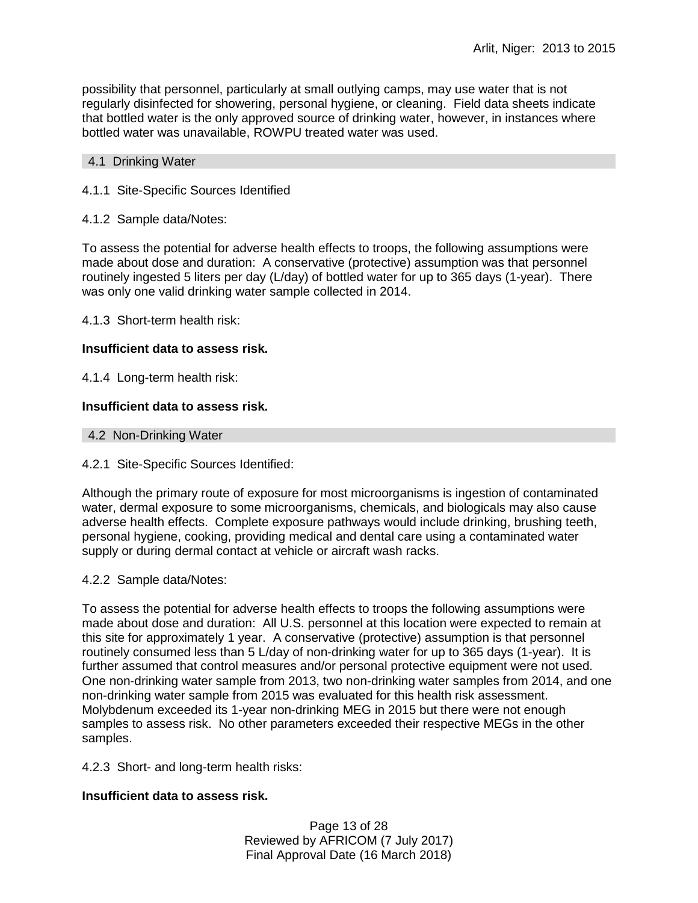possibility that personnel, particularly at small outlying camps, may use water that is not regularly disinfected for showering, personal hygiene, or cleaning. Field data sheets indicate that bottled water is the only approved source of drinking water, however, in instances where bottled water was unavailable, ROWPU treated water was used.

## 4.1 Drinking Water

4.1.1 Site-Specific Sources Identified

4.1.2 Sample data/Notes:

To assess the potential for adverse health effects to troops, the following assumptions were made about dose and duration: A conservative (protective) assumption was that personnel routinely ingested 5 liters per day (L/day) of bottled water for up to 365 days (1-year). There was only one valid drinking water sample collected in 2014.

4.1.3 Short-term health risk:

**Insufficient data to assess risk.**

4.1.4 Long-term health risk:

**Insufficient data to assess risk.**

## 4.2 Non-Drinking Water

4.2.1 Site-Specific Sources Identified:

Although the primary route of exposure for most microorganisms is ingestion of contaminated water, dermal exposure to some microorganisms, chemicals, and biologicals may also cause adverse health effects. Complete exposure pathways would include drinking, brushing teeth, personal hygiene, cooking, providing medical and dental care using a contaminated water supply or during dermal contact at vehicle or aircraft wash racks.

4.2.2 Sample data/Notes:

To assess the potential for adverse health effects to troops the following assumptions were made about dose and duration: All U.S. personnel at this location were expected to remain at this site for approximately 1 year. A conservative (protective) assumption is that personnel routinely consumed less than 5 L/day of non-drinking water for up to 365 days (1-year). It is further assumed that control measures and/or personal protective equipment were not used. One non-drinking water sample from 2013, two non-drinking water samples from 2014, and one non-drinking water sample from 2015 was evaluated for this health risk assessment. Molybdenum exceeded its 1-year non-drinking MEG in 2015 but there were not enough samples to assess risk. No other parameters exceeded their respective MEGs in the other samples.

4.2.3 Short- and long-term health risks:

**Insufficient data to assess risk.**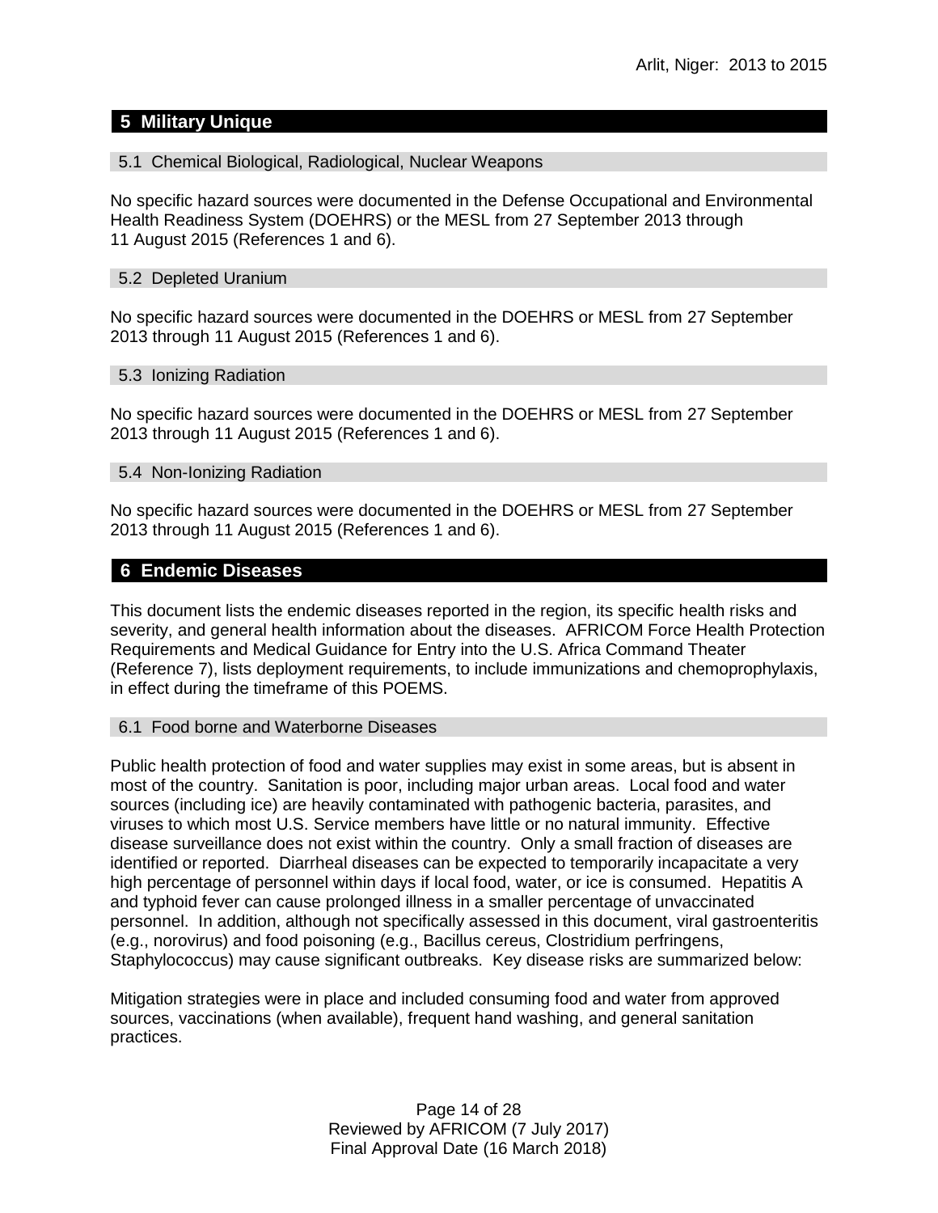## 5 Military Unique

### 5.1 Chemical Biological, Radiological, Nuclear Weapons

No specific hazard sources were documented in the Defense Occupational and Environmental Health Readiness System (DOEHRS) or the MESL from 27 September 2013 through 11 August 2015 (References 1 and 6).

### 5.2 Depleted Uranium

No specific hazard sources were documented in the DOEHRS or MESL from 27 September 2013 through 11 August 2015 (References 1 and 6).

### 5.3 Ionizing Radiation

No specific hazard sources were documented in the DOEHRS or MESL from 27 September 2013 through 11 August 2015 (References 1 and 6).

### 5.4 Non-Ionizing Radiation

No specific hazard sources were documented in the DOEHRS or MESL from 27 September 2013 through 11 August 2015 (References 1 and 6).

## 6 Endemic Diseases

This document lists the endemic diseases reported in the region, its specific health risks and severity, and general health information about the diseases. AFRICOM Force Health Protection Requirements and Medical Guidance for Entry into the U.S. Africa Command Theater (Reference 7), lists deployment requirements, to include immunizations and chemoprophylaxis, in effect during the timeframe of this POEMS.

### 6.1 Food borne and Waterborne Diseases

Public health protection of food and water supplies may exist in some areas, but is absent in most of the country. Sanitation is poor, including major urban areas. Local food and water sources (including ice) are heavily contaminated with pathogenic bacteria, parasites, and viruses to which most U.S. Service members have little or no natural immunity. Effective disease surveillance does not exist within the country. Only a small fraction of diseases are identified or reported. Diarrheal diseases can be expected to temporarily incapacitate a very high percentage of personnel within days if local food, water, or ice is consumed. Hepatitis A and typhoid fever can cause prolonged illness in a smaller percentage of unvaccinated personnel. In addition, although not specifically assessed in this document, viral gastroenteritis (e.g., norovirus) and food poisoning (e.g., Bacillus cereus, Clostridium perfringens, Staphylococcus) may cause significant outbreaks. Key disease risks are summarized below:

Mitigation strategies were in place and included consuming food and water from approved sources, vaccinations (when available), frequent hand washing, and general sanitation practices.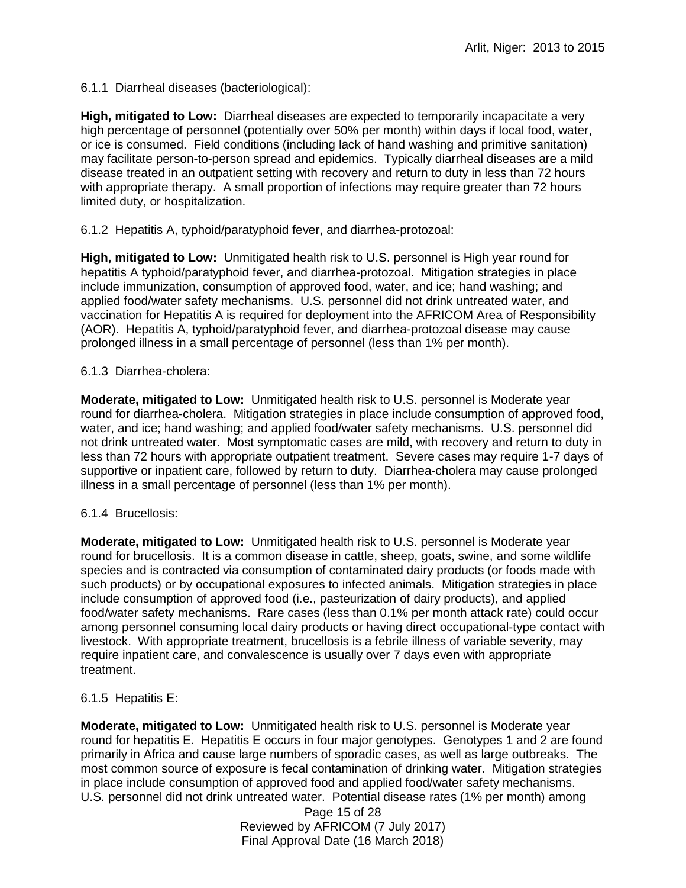6.1.1 Diarrheal diseases (bacteriological):

**High, mitigated to Low:** Diarrheal diseases are expected to temporarily incapacitate a very high percentage of personnel (potentially over 50% per month) within days if local food, water, or ice is consumed. Field conditions (including lack of hand washing and primitive sanitation) may facilitate person-to-person spread and epidemics. Typically diarrheal diseases are a mild disease treated in an outpatient setting with recovery and return to duty in less than 72 hours with appropriate therapy. A small proportion of infections may require greater than 72 hours limited duty, or hospitalization.

6.1.2 Hepatitis A, typhoid/paratyphoid fever, and diarrhea-protozoal:

**High, mitigated to Low:** Unmitigated health risk to U.S. personnel is High year round for hepatitis A typhoid/paratyphoid fever, and diarrhea-protozoal. Mitigation strategies in place include immunization, consumption of approved food, water, and ice; hand washing; and applied food/water safety mechanisms. U.S. personnel did not drink untreated water, and vaccination for Hepatitis A is required for deployment into the AFRICOM Area of Responsibility (AOR). Hepatitis A, typhoid/paratyphoid fever, and diarrhea-protozoal disease may cause prolonged illness in a small percentage of personnel (less than 1% per month).

6.1.3 Diarrhea-cholera:

**Moderate, mitigated to Low:** Unmitigated health risk to U.S. personnel is Moderate year round for diarrhea-cholera. Mitigation strategies in place include consumption of approved food, water, and ice; hand washing; and applied food/water safety mechanisms. U.S. personnel did not drink untreated water. Most symptomatic cases are mild, with recovery and return to duty in less than 72 hours with appropriate outpatient treatment. Severe cases may require 1-7 days of supportive or inpatient care, followed by return to duty. Diarrhea-cholera may cause prolonged illness in a small percentage of personnel (less than 1% per month).

6.1.4 Brucellosis:

**Moderate, mitigated to Low:** Unmitigated health risk to U.S. personnel is Moderate year round for brucellosis. It is a common disease in cattle, sheep, goats, swine, and some wildlife species and is contracted via consumption of contaminated dairy products (or foods made with such products) or by occupational exposures to infected animals. Mitigation strategies in place include consumption of approved food (i.e., pasteurization of dairy products), and applied food/water safety mechanisms. Rare cases (less than 0.1% per month attack rate) could occur among personnel consuming local dairy products or having direct occupational-type contact with livestock. With appropriate treatment, brucellosis is a febrile illness of variable severity, may require inpatient care, and convalescence is usually over 7 days even with appropriate treatment.

6.1.5 Hepatitis E:

**Moderate, mitigated to Low:** Unmitigated health risk to U.S. personnel is Moderate year round for hepatitis E. Hepatitis E occurs in four major genotypes. Genotypes 1 and 2 are found primarily in Africa and cause large numbers of sporadic cases, as well as large outbreaks. The most common source of exposure is fecal contamination of drinking water. Mitigation strategies in place include consumption of approved food and applied food/water safety mechanisms. U.S. personnel did not drink untreated water. Potential disease rates (1% per month) among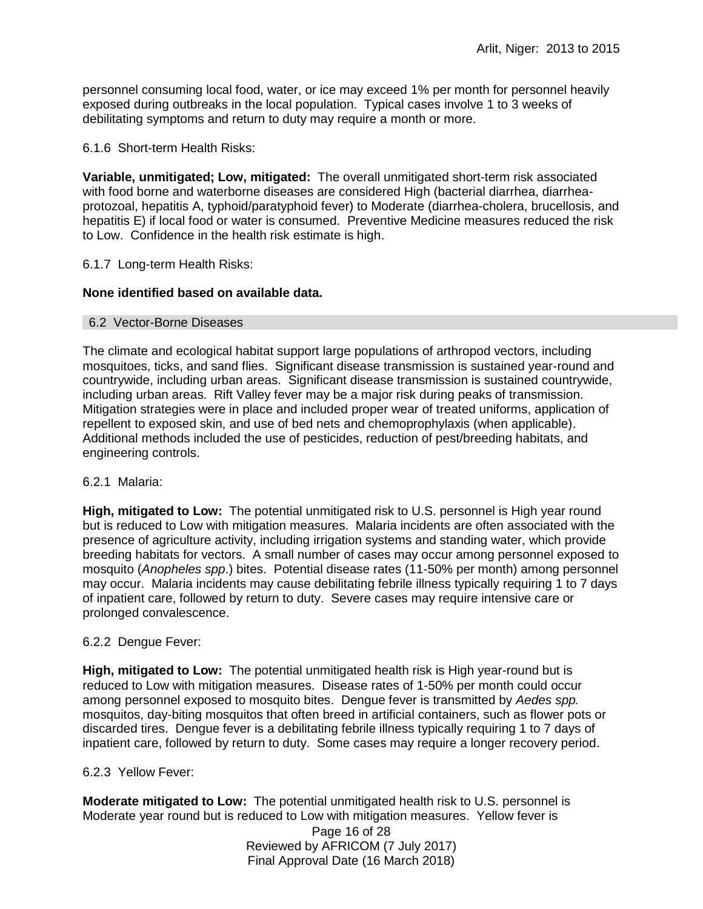personnel consuming local food, water, or ice may exceed 1% per month for personnel heavily exposed during outbreaks in the local population. Typical cases involve 1 to 3 weeks of debilitating symptoms and return to duty may require a month or more.

6.1.6 Short-term Health Risks:

**Variable, unmitigated; Low, mitigated:** The overall unmitigated short-term risk associated with food borne and waterborne diseases are considered High (bacterial diarrhea, diarrhea-protozoal, hepatitis A, typhoid/paratyphoid fever) to Moderate (diarrhea-cholera, brucellosis, and hepatitis E) if local food or water is consumed. Preventive Medicine measures reduced the risk to Low. Confidence in the health risk estimate is high.

6.1.7 Long-term Health Risks:

**None identified based on available data.**

## 6.2 Vector-Borne Diseases

The climate and ecological habitat support large populations of arthropod vectors, including mosquitoes, ticks, and sand flies. Significant disease transmission is sustained year-round and countrywide, including urban areas. Significant disease transmission is sustained countrywide, including urban areas. Rift Valley fever may be a major risk during peaks of transmission. Mitigation strategies were in place and included proper wear of treated uniforms, application of repellent to exposed skin, and use of bed nets and chemoprophylaxis (when applicable). Additional methods included the use of pesticides, reduction of pest/breeding habitats, and engineering controls.

6.2.1 Malaria:

**High, mitigated to Low:** The potential unmitigated risk to U.S. personnel is High year round but is reduced to Low with mitigation measures. Malaria incidents are often associated with the presence of agriculture activity, including irrigation systems and standing water, which provide breeding habitats for vectors. A small number of cases may occur among personnel exposed to mosquito (*Anopheles spp*.) bites. Potential disease rates (11-50% per month) among personnel may occur. Malaria incidents may cause debilitating febrile illness typically requiring 1 to 7 days of inpatient care, followed by return to duty. Severe cases may require intensive care or prolonged convalescence.

6.2.2 Dengue Fever:

**High, mitigated to Low:** The potential unmitigated health risk is High year-round but is reduced to Low with mitigation measures. Disease rates of 1-50% per month could occur among personnel exposed to mosquito bites. Dengue fever is transmitted by *Aedes spp.* mosquitos, day-biting mosquitos that often breed in artificial containers, such as flower pots or discarded tires. Dengue fever is a debilitating febrile illness typically requiring 1 to 7 days of inpatient care, followed by return to duty. Some cases may require a longer recovery period.

6.2.3 Yellow Fever:

**Moderate mitigated to Low:** The potential unmitigated health risk to U.S. personnel is Moderate year round but is reduced to Low with mitigation measures. Yellow fever is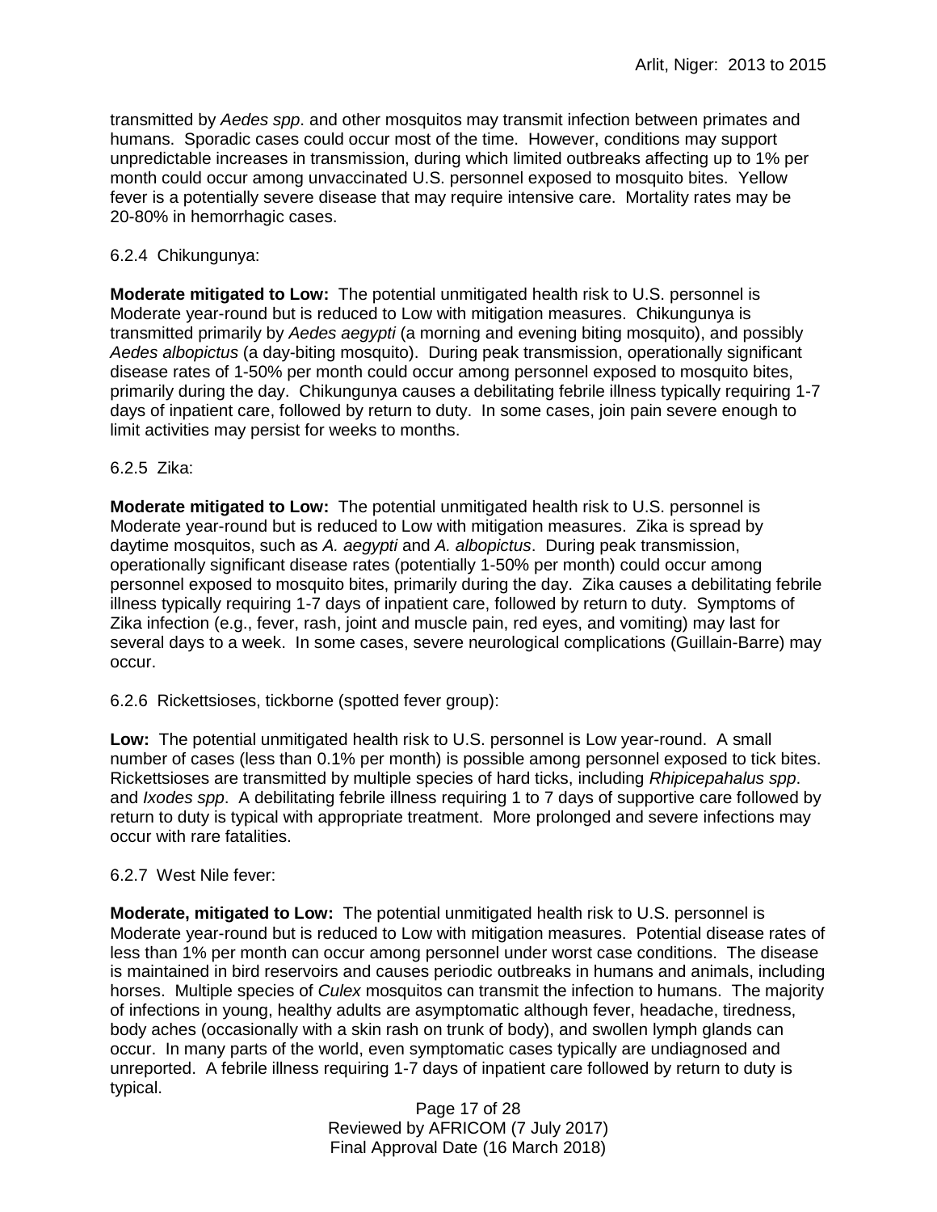transmitted by *Aedes spp*. and other mosquitos may transmit infection between primates and humans. Sporadic cases could occur most of the time. However, conditions may support unpredictable increases in transmission, during which limited outbreaks affecting up to 1% per month could occur among unvaccinated U.S. personnel exposed to mosquito bites. Yellow fever is a potentially severe disease that may require intensive care. Mortality rates may be 20-80% in hemorrhagic cases.

6.2.4 Chikungunya:

**Moderate mitigated to Low:** The potential unmitigated health risk to U.S. personnel is Moderate year-round but is reduced to Low with mitigation measures. Chikungunya is transmitted primarily by *Aedes aegypti* (a morning and evening biting mosquito), and possibly *Aedes albopictus* (a day-biting mosquito). During peak transmission, operationally significant disease rates of 1-50% per month could occur among personnel exposed to mosquito bites, primarily during the day. Chikungunya causes a debilitating febrile illness typically requiring 1-7 days of inpatient care, followed by return to duty. In some cases, join pain severe enough to limit activities may persist for weeks to months.

6.2.5 Zika:

**Moderate mitigated to Low:** The potential unmitigated health risk to U.S. personnel is Moderate year-round but is reduced to Low with mitigation measures. Zika is spread by daytime mosquitos, such as *A. aegypti* and *A. albopictus*. During peak transmission, operationally significant disease rates (potentially 1-50% per month) could occur among personnel exposed to mosquito bites, primarily during the day. Zika causes a debilitating febrile illness typically requiring 1-7 days of inpatient care, followed by return to duty. Symptoms of Zika infection (e.g., fever, rash, joint and muscle pain, red eyes, and vomiting) may last for several days to a week. In some cases, severe neurological complications (Guillain-Barre) may occur.

6.2.6 Rickettsioses, tickborne (spotted fever group):

**Low:** The potential unmitigated health risk to U.S. personnel is Low year-round. A small number of cases (less than 0.1% per month) is possible among personnel exposed to tick bites. Rickettsioses are transmitted by multiple species of hard ticks, including *Rhipicepahalus spp*. and *Ixodes spp*. A debilitating febrile illness requiring 1 to 7 days of supportive care followed by return to duty is typical with appropriate treatment. More prolonged and severe infections may occur with rare fatalities.

6.2.7 West Nile fever:

**Moderate, mitigated to Low:** The potential unmitigated health risk to U.S. personnel is Moderate year-round but is reduced to Low with mitigation measures. Potential disease rates of less than 1% per month can occur among personnel under worst case conditions. The disease is maintained in bird reservoirs and causes periodic outbreaks in humans and animals, including horses. Multiple species of *Culex* mosquitos can transmit the infection to humans. The majority of infections in young, healthy adults are asymptomatic although fever, headache, tiredness, body aches (occasionally with a skin rash on trunk of body), and swollen lymph glands can occur. In many parts of the world, even symptomatic cases typically are undiagnosed and unreported. A febrile illness requiring 1-7 days of inpatient care followed by return to duty is typical.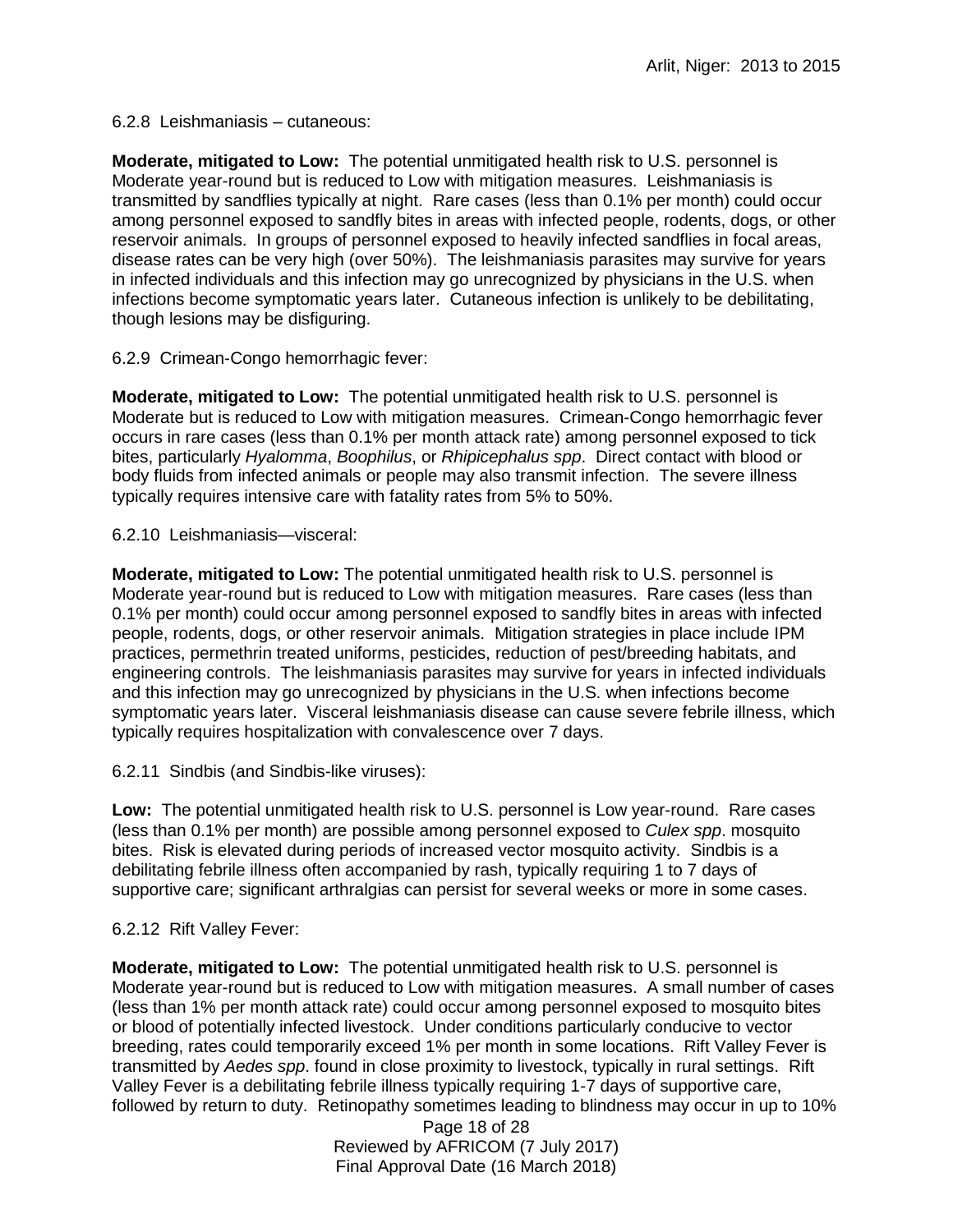6.2.8 Leishmaniasis – cutaneous:

**Moderate, mitigated to Low:** The potential unmitigated health risk to U.S. personnel is Moderate year-round but is reduced to Low with mitigation measures. Leishmaniasis is transmitted by sandflies typically at night. Rare cases (less than 0.1% per month) could occur among personnel exposed to sandfly bites in areas with infected people, rodents, dogs, or other reservoir animals. In groups of personnel exposed to heavily infected sandflies in focal areas, disease rates can be very high (over 50%). The leishmaniasis parasites may survive for years in infected individuals and this infection may go unrecognized by physicians in the U.S. when infections become symptomatic years later. Cutaneous infection is unlikely to be debilitating, though lesions may be disfiguring.

6.2.9 Crimean-Congo hemorrhagic fever:

**Moderate, mitigated to Low:** The potential unmitigated health risk to U.S. personnel is Moderate but is reduced to Low with mitigation measures. Crimean-Congo hemorrhagic fever occurs in rare cases (less than 0.1% per month attack rate) among personnel exposed to tick bites, particularly *Hyalomma*, *Boophilus*, or *Rhipicephalus spp*. Direct contact with blood or body fluids from infected animals or people may also transmit infection. The severe illness typically requires intensive care with fatality rates from 5% to 50%.

6.2.10 Leishmaniasis—visceral:

**Moderate, mitigated to Low:** The potential unmitigated health risk to U.S. personnel is Moderate year-round but is reduced to Low with mitigation measures. Rare cases (less than 0.1% per month) could occur among personnel exposed to sandfly bites in areas with infected people, rodents, dogs, or other reservoir animals. Mitigation strategies in place include IPM practices, permethrin treated uniforms, pesticides, reduction of pest/breeding habitats, and engineering controls. The leishmaniasis parasites may survive for years in infected individuals and this infection may go unrecognized by physicians in the U.S. when infections become symptomatic years later. Visceral leishmaniasis disease can cause severe febrile illness, which typically requires hospitalization with convalescence over 7 days.

6.2.11 Sindbis (and Sindbis-like viruses):

**Low:** The potential unmitigated health risk to U.S. personnel is Low year-round. Rare cases (less than 0.1% per month) are possible among personnel exposed to *Culex spp*. mosquito bites. Risk is elevated during periods of increased vector mosquito activity. Sindbis is a debilitating febrile illness often accompanied by rash, typically requiring 1 to 7 days of supportive care; significant arthralgias can persist for several weeks or more in some cases.

6.2.12 Rift Valley Fever:

**Moderate, mitigated to Low:** The potential unmitigated health risk to U.S. personnel is Moderate year-round but is reduced to Low with mitigation measures. A small number of cases (less than 1% per month attack rate) could occur among personnel exposed to mosquito bites or blood of potentially infected livestock. Under conditions particularly conducive to vector breeding, rates could temporarily exceed 1% per month in some locations. Rift Valley Fever is transmitted by *Aedes spp*. found in close proximity to livestock, typically in rural settings. Rift Valley Fever is a debilitating febrile illness typically requiring 1-7 days of supportive care, followed by return to duty. Retinopathy sometimes leading to blindness may occur in up to 10%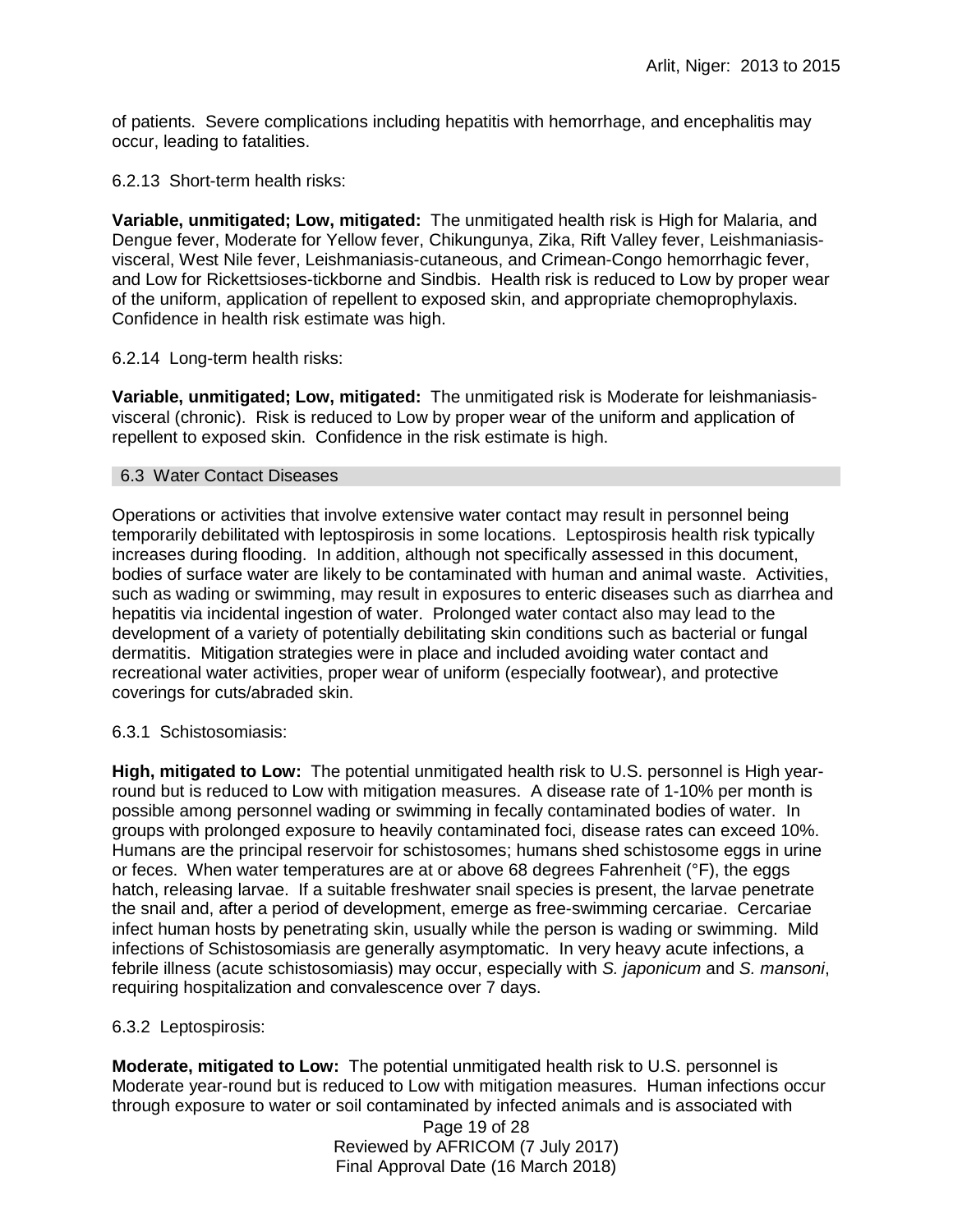of patients. Severe complications including hepatitis with hemorrhage, and encephalitis may occur, leading to fatalities.

6.2.13 Short-term health risks:

**Variable, unmitigated; Low, mitigated:** The unmitigated health risk is High for Malaria, and Dengue fever, Moderate for Yellow fever, Chikungunya, Zika, Rift Valley fever, Leishmaniasis-visceral, West Nile fever, Leishmaniasis-cutaneous, and Crimean-Congo hemorrhagic fever, and Low for Rickettsioses-tickborne and Sindbis. Health risk is reduced to Low by proper wear of the uniform, application of repellent to exposed skin, and appropriate chemoprophylaxis. Confidence in health risk estimate was high.

6.2.14 Long-term health risks:

**Variable, unmitigated; Low, mitigated:** The unmitigated risk is Moderate for leishmaniasis-visceral (chronic). Risk is reduced to Low by proper wear of the uniform and application of repellent to exposed skin. Confidence in the risk estimate is high.

## 6.3 Water Contact Diseases

Operations or activities that involve extensive water contact may result in personnel being temporarily debilitated with leptospirosis in some locations. Leptospirosis health risk typically increases during flooding. In addition, although not specifically assessed in this document, bodies of surface water are likely to be contaminated with human and animal waste. Activities, such as wading or swimming, may result in exposures to enteric diseases such as diarrhea and hepatitis via incidental ingestion of water. Prolonged water contact also may lead to the development of a variety of potentially debilitating skin conditions such as bacterial or fungal dermatitis. Mitigation strategies were in place and included avoiding water contact and recreational water activities, proper wear of uniform (especially footwear), and protective coverings for cuts/abraded skin.

6.3.1 Schistosomiasis:

**High, mitigated to Low:** The potential unmitigated health risk to U.S. personnel is High year-round but is reduced to Low with mitigation measures. A disease rate of 1-10% per month is possible among personnel wading or swimming in fecally contaminated bodies of water. In groups with prolonged exposure to heavily contaminated foci, disease rates can exceed 10%. Humans are the principal reservoir for schistosomes; humans shed schistosome eggs in urine or feces. When water temperatures are at or above 68 degrees Fahrenheit (°F), the eggs hatch, releasing larvae. If a suitable freshwater snail species is present, the larvae penetrate the snail and, after a period of development, emerge as free-swimming cercariae. Cercariae infect human hosts by penetrating skin, usually while the person is wading or swimming. Mild infections of Schistosomiasis are generally asymptomatic. In very heavy acute infections, a febrile illness (acute schistosomiasis) may occur, especially with *S. japonicum* and *S. mansoni*, requiring hospitalization and convalescence over 7 days.

6.3.2 Leptospirosis:

**Moderate, mitigated to Low:** The potential unmitigated health risk to U.S. personnel is Moderate year-round but is reduced to Low with mitigation measures. Human infections occur through exposure to water or soil contaminated by infected animals and is associated with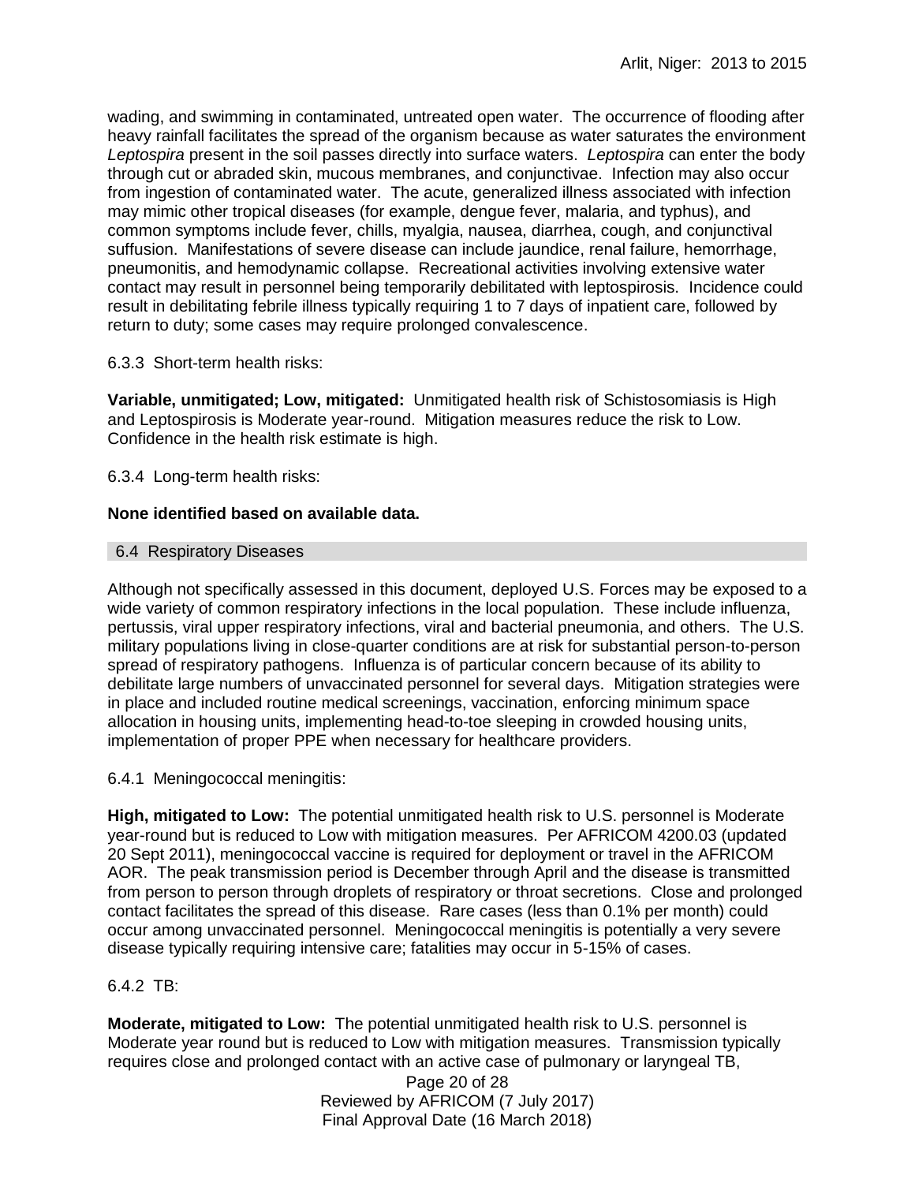wading, and swimming in contaminated, untreated open water. The occurrence of flooding after heavy rainfall facilitates the spread of the organism because as water saturates the environment *Leptospira* present in the soil passes directly into surface waters. *Leptospira* can enter the body through cut or abraded skin, mucous membranes, and conjunctivae. Infection may also occur from ingestion of contaminated water. The acute, generalized illness associated with infection may mimic other tropical diseases (for example, dengue fever, malaria, and typhus), and common symptoms include fever, chills, myalgia, nausea, diarrhea, cough, and conjunctival suffusion. Manifestations of severe disease can include jaundice, renal failure, hemorrhage, pneumonitis, and hemodynamic collapse. Recreational activities involving extensive water contact may result in personnel being temporarily debilitated with leptospirosis. Incidence could result in debilitating febrile illness typically requiring 1 to 7 days of inpatient care, followed by return to duty; some cases may require prolonged convalescence.

6.3.3 Short-term health risks:

**Variable, unmitigated; Low, mitigated:** Unmitigated health risk of Schistosomiasis is High and Leptospirosis is Moderate year-round. Mitigation measures reduce the risk to Low. Confidence in the health risk estimate is high.

6.3.4 Long-term health risks:

**None identified based on available data.**

## 6.4 Respiratory Diseases

Although not specifically assessed in this document, deployed U.S. Forces may be exposed to a wide variety of common respiratory infections in the local population. These include influenza, pertussis, viral upper respiratory infections, viral and bacterial pneumonia, and others. The U.S. military populations living in close-quarter conditions are at risk for substantial person-to-person spread of respiratory pathogens. Influenza is of particular concern because of its ability to debilitate large numbers of unvaccinated personnel for several days. Mitigation strategies were in place and included routine medical screenings, vaccination, enforcing minimum space allocation in housing units, implementing head-to-toe sleeping in crowded housing units, implementation of proper PPE when necessary for healthcare providers.

6.4.1 Meningococcal meningitis:

**High, mitigated to Low:** The potential unmitigated health risk to U.S. personnel is Moderate year-round but is reduced to Low with mitigation measures. Per AFRICOM 4200.03 (updated 20 Sept 2011), meningococcal vaccine is required for deployment or travel in the AFRICOM AOR. The peak transmission period is December through April and the disease is transmitted from person to person through droplets of respiratory or throat secretions. Close and prolonged contact facilitates the spread of this disease. Rare cases (less than 0.1% per month) could occur among unvaccinated personnel. Meningococcal meningitis is potentially a very severe disease typically requiring intensive care; fatalities may occur in 5-15% of cases.

6.4.2 TB:

**Moderate, mitigated to Low:** The potential unmitigated health risk to U.S. personnel is Moderate year round but is reduced to Low with mitigation measures. Transmission typically requires close and prolonged contact with an active case of pulmonary or laryngeal TB,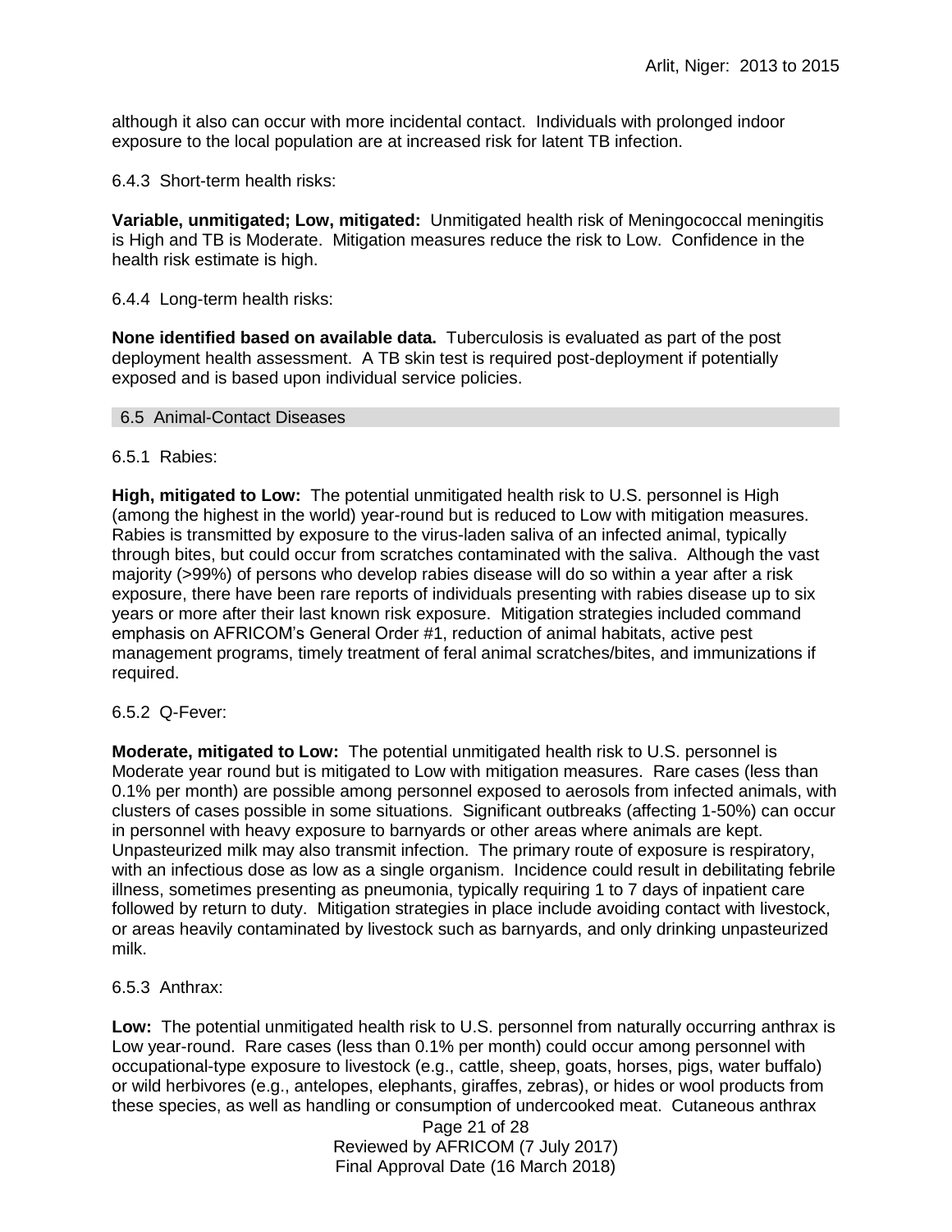although it also can occur with more incidental contact. Individuals with prolonged indoor exposure to the local population are at increased risk for latent TB infection.

6.4.3 Short-term health risks:

**Variable, unmitigated; Low, mitigated:** Unmitigated health risk of Meningococcal meningitis is High and TB is Moderate. Mitigation measures reduce the risk to Low. Confidence in the health risk estimate is high.

6.4.4 Long-term health risks:

**None identified based on available data.** Tuberculosis is evaluated as part of the post deployment health assessment. A TB skin test is required post-deployment if potentially exposed and is based upon individual service policies.

## 6.5 Animal-Contact Diseases

6.5.1 Rabies:

**High, mitigated to Low:** The potential unmitigated health risk to U.S. personnel is High (among the highest in the world) year-round but is reduced to Low with mitigation measures. Rabies is transmitted by exposure to the virus-laden saliva of an infected animal, typically through bites, but could occur from scratches contaminated with the saliva. Although the vast majority (>99%) of persons who develop rabies disease will do so within a year after a risk exposure, there have been rare reports of individuals presenting with rabies disease up to six years or more after their last known risk exposure. Mitigation strategies included command emphasis on AFRICOM's General Order #1, reduction of animal habitats, active pest management programs, timely treatment of feral animal scratches/bites, and immunizations if required.

6.5.2 Q-Fever:

**Moderate, mitigated to Low:** The potential unmitigated health risk to U.S. personnel is Moderate year round but is mitigated to Low with mitigation measures. Rare cases (less than 0.1% per month) are possible among personnel exposed to aerosols from infected animals, with clusters of cases possible in some situations. Significant outbreaks (affecting 1-50%) can occur in personnel with heavy exposure to barnyards or other areas where animals are kept. Unpasteurized milk may also transmit infection. The primary route of exposure is respiratory, with an infectious dose as low as a single organism. Incidence could result in debilitating febrile illness, sometimes presenting as pneumonia, typically requiring 1 to 7 days of inpatient care followed by return to duty. Mitigation strategies in place include avoiding contact with livestock, or areas heavily contaminated by livestock such as barnyards, and only drinking unpasteurized milk.

6.5.3 Anthrax:

**Low:** The potential unmitigated health risk to U.S. personnel from naturally occurring anthrax is Low year-round. Rare cases (less than 0.1% per month) could occur among personnel with occupational-type exposure to livestock (e.g., cattle, sheep, goats, horses, pigs, water buffalo) or wild herbivores (e.g., antelopes, elephants, giraffes, zebras), or hides or wool products from these species, as well as handling or consumption of undercooked meat. Cutaneous anthrax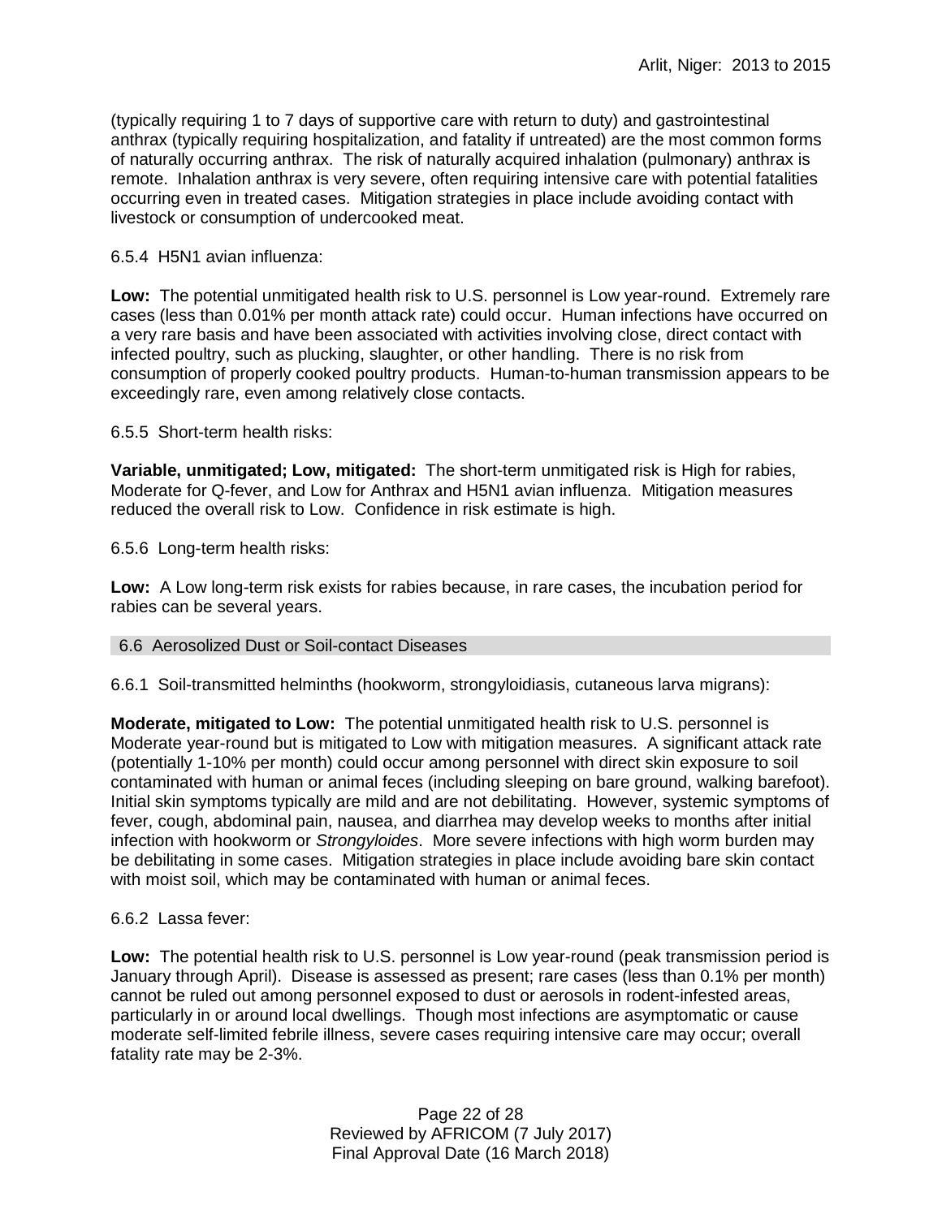(typically requiring 1 to 7 days of supportive care with return to duty) and gastrointestinal anthrax (typically requiring hospitalization, and fatality if untreated) are the most common forms of naturally occurring anthrax. The risk of naturally acquired inhalation (pulmonary) anthrax is remote. Inhalation anthrax is very severe, often requiring intensive care with potential fatalities occurring even in treated cases. Mitigation strategies in place include avoiding contact with livestock or consumption of undercooked meat.

6.5.4 H5N1 avian influenza:

**Low:** The potential unmitigated health risk to U.S. personnel is Low year-round. Extremely rare cases (less than 0.01% per month attack rate) could occur. Human infections have occurred on a very rare basis and have been associated with activities involving close, direct contact with infected poultry, such as plucking, slaughter, or other handling. There is no risk from consumption of properly cooked poultry products. Human-to-human transmission appears to be exceedingly rare, even among relatively close contacts.

6.5.5 Short-term health risks:

**Variable, unmitigated; Low, mitigated:** The short-term unmitigated risk is High for rabies, Moderate for Q-fever, and Low for Anthrax and H5N1 avian influenza. Mitigation measures reduced the overall risk to Low. Confidence in risk estimate is high.

6.5.6 Long-term health risks:

**Low:** A Low long-term risk exists for rabies because, in rare cases, the incubation period for rabies can be several years.

## 6.6 Aerosolized Dust or Soil-contact Diseases

6.6.1 Soil-transmitted helminths (hookworm, strongyloidiasis, cutaneous larva migrans):

**Moderate, mitigated to Low:** The potential unmitigated health risk to U.S. personnel is Moderate year-round but is mitigated to Low with mitigation measures. A significant attack rate (potentially 1-10% per month) could occur among personnel with direct skin exposure to soil contaminated with human or animal feces (including sleeping on bare ground, walking barefoot). Initial skin symptoms typically are mild and are not debilitating. However, systemic symptoms of fever, cough, abdominal pain, nausea, and diarrhea may develop weeks to months after initial infection with hookworm or *Strongyloides*. More severe infections with high worm burden may be debilitating in some cases. Mitigation strategies in place include avoiding bare skin contact with moist soil, which may be contaminated with human or animal feces.

6.6.2 Lassa fever:

**Low:** The potential health risk to U.S. personnel is Low year-round (peak transmission period is January through April). Disease is assessed as present; rare cases (less than 0.1% per month) cannot be ruled out among personnel exposed to dust or aerosols in rodent-infested areas, particularly in or around local dwellings. Though most infections are asymptomatic or cause moderate self-limited febrile illness, severe cases requiring intensive care may occur; overall fatality rate may be 2-3%.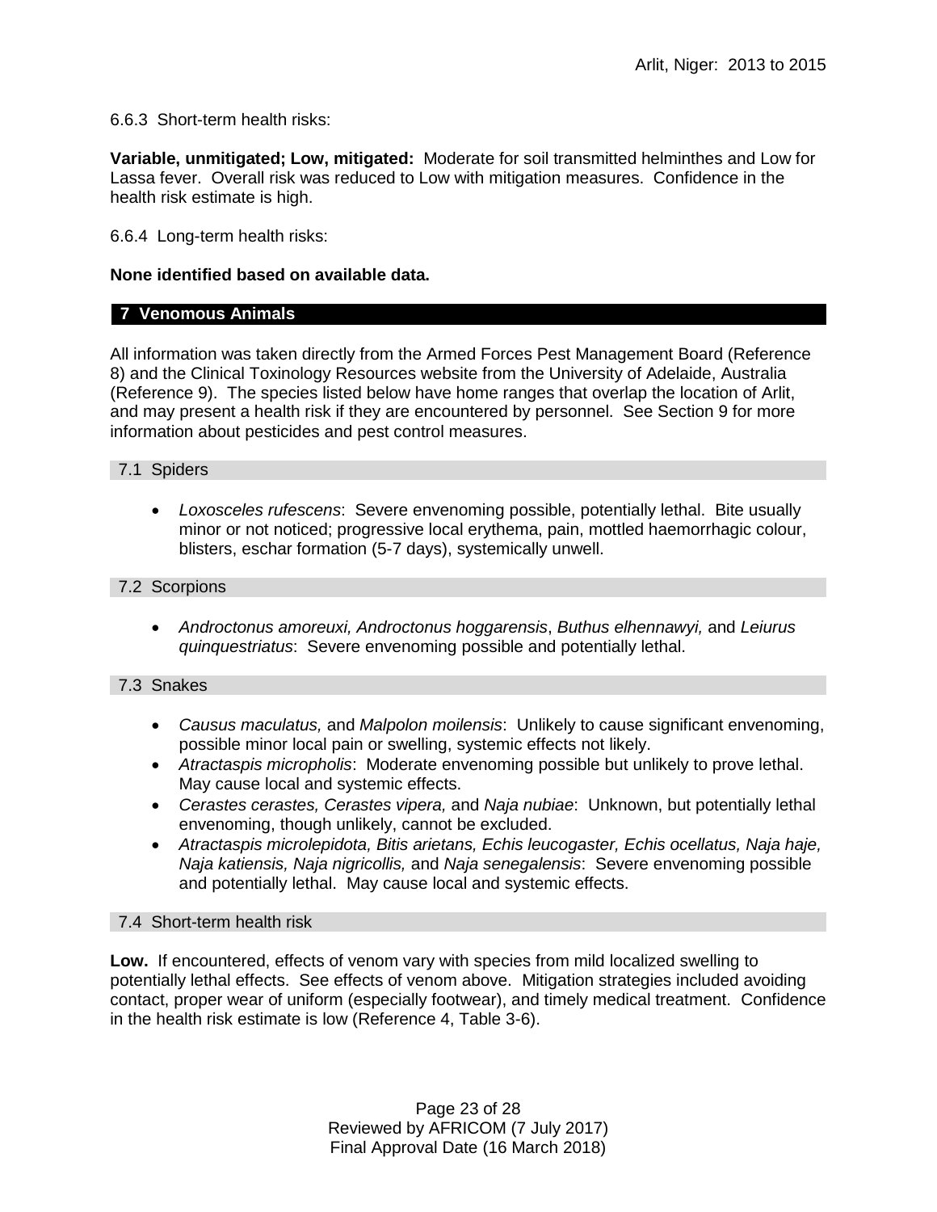6.6.3 Short-term health risks:

**Variable, unmitigated; Low, mitigated:** Moderate for soil transmitted helminthes and Low for Lassa fever. Overall risk was reduced to Low with mitigation measures. Confidence in the health risk estimate is high.

6.6.4 Long-term health risks:

**None identified based on available data.**

## 7 Venomous Animals

All information was taken directly from the Armed Forces Pest Management Board (Reference 8) and the Clinical Toxinology Resources website from the University of Adelaide, Australia (Reference 9). The species listed below have home ranges that overlap the location of Arlit, and may present a health risk if they are encountered by personnel. See Section 9 for more information about pesticides and pest control measures.

### 7.1 Spiders

- *Loxosceles rufescens*: Severe envenoming possible, potentially lethal. Bite usually minor or not noticed; progressive local erythema, pain, mottled haemorrhagic colour, blisters, eschar formation (5-7 days), systemically unwell.

### 7.2 Scorpions

- *Androctonus amoreuxi, Androctonus hoggarensis*, *Buthus elhennawyi,* and *Leiurus quinquestriatus*: Severe envenoming possible and potentially lethal.

### 7.3 Snakes

- *Causus maculatus,* and *Malpolon moilensis*: Unlikely to cause significant envenoming, possible minor local pain or swelling, systemic effects not likely.
- *Atractaspis micropholis*: Moderate envenoming possible but unlikely to prove lethal. May cause local and systemic effects.
- *Cerastes cerastes, Cerastes vipera,* and *Naja nubiae*: Unknown, but potentially lethal envenoming, though unlikely, cannot be excluded.
- *Atractaspis microlepidota, Bitis arietans, Echis leucogaster, Echis ocellatus, Naja haje, Naja katiensis, Naja nigricollis,* and *Naja senegalensis*: Severe envenoming possible and potentially lethal. May cause local and systemic effects.

### 7.4 Short-term health risk

**Low.** If encountered, effects of venom vary with species from mild localized swelling to potentially lethal effects. See effects of venom above. Mitigation strategies included avoiding contact, proper wear of uniform (especially footwear), and timely medical treatment. Confidence in the health risk estimate is low (Reference 4, Table 3-6).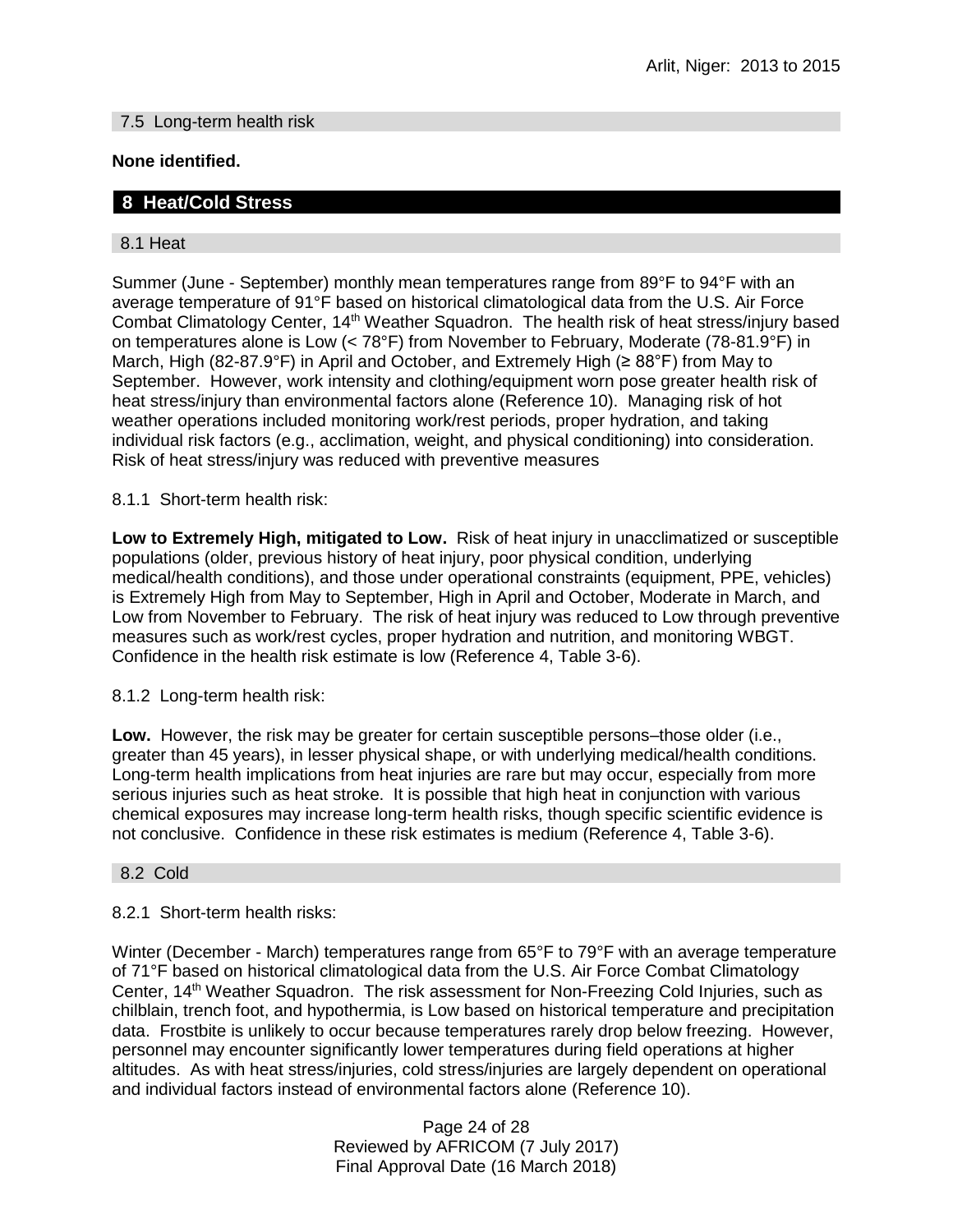### 7.5 Long-term health risk

**None identified.**

## 8 Heat/Cold Stress

### 8.1 Heat

Summer (June - September) monthly mean temperatures range from 89°F to 94°F with an average temperature of 91°F based on historical climatological data from the U.S. Air Force Combat Climatology Center, 14th Weather Squadron. The health risk of heat stress/injury based on temperatures alone is Low (< 78°F) from November to February, Moderate (78-81.9°F) in March, High (82-87.9°F) in April and October, and Extremely High (≥ 88°F) from May to September. However, work intensity and clothing/equipment worn pose greater health risk of heat stress/injury than environmental factors alone (Reference 10). Managing risk of hot weather operations included monitoring work/rest periods, proper hydration, and taking individual risk factors (e.g., acclimation, weight, and physical conditioning) into consideration. Risk of heat stress/injury was reduced with preventive measures

8.1.1 Short-term health risk:

**Low to Extremely High, mitigated to Low.** Risk of heat injury in unacclimatized or susceptible populations (older, previous history of heat injury, poor physical condition, underlying medical/health conditions), and those under operational constraints (equipment, PPE, vehicles) is Extremely High from May to September, High in April and October, Moderate in March, and Low from November to February. The risk of heat injury was reduced to Low through preventive measures such as work/rest cycles, proper hydration and nutrition, and monitoring WBGT. Confidence in the health risk estimate is low (Reference 4, Table 3-6).

8.1.2 Long-term health risk:

**Low.** However, the risk may be greater for certain susceptible persons–those older (i.e., greater than 45 years), in lesser physical shape, or with underlying medical/health conditions. Long-term health implications from heat injuries are rare but may occur, especially from more serious injuries such as heat stroke. It is possible that high heat in conjunction with various chemical exposures may increase long-term health risks, though specific scientific evidence is not conclusive. Confidence in these risk estimates is medium (Reference 4, Table 3-6).

### 8.2 Cold

8.2.1 Short-term health risks:

Winter (December - March) temperatures range from 65°F to 79°F with an average temperature of 71°F based on historical climatological data from the U.S. Air Force Combat Climatology Center, 14th Weather Squadron. The risk assessment for Non-Freezing Cold Injuries, such as chilblain, trench foot, and hypothermia, is Low based on historical temperature and precipitation data. Frostbite is unlikely to occur because temperatures rarely drop below freezing. However, personnel may encounter significantly lower temperatures during field operations at higher altitudes. As with heat stress/injuries, cold stress/injuries are largely dependent on operational and individual factors instead of environmental factors alone (Reference 10).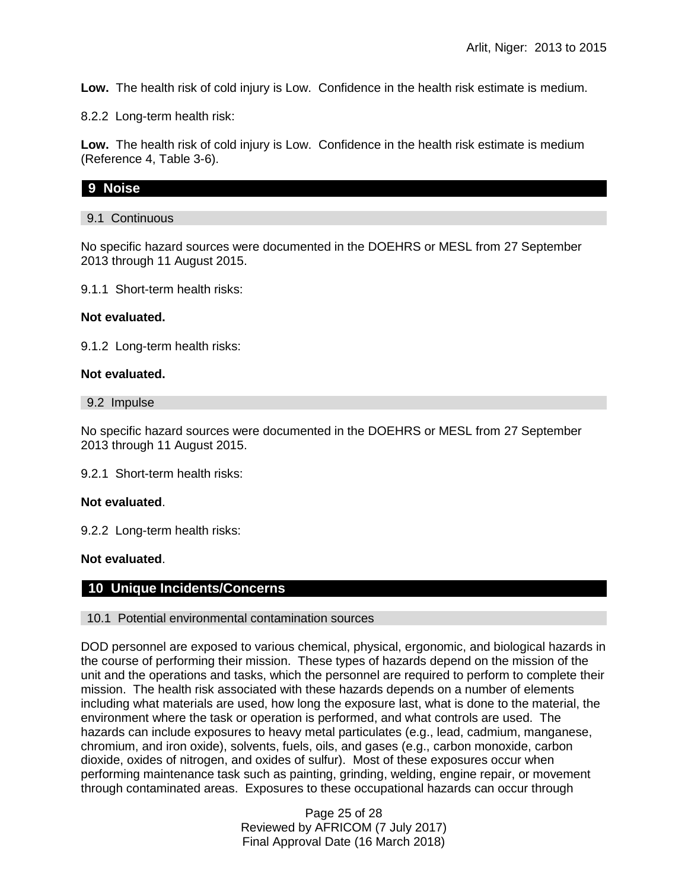**Low.** The health risk of cold injury is Low. Confidence in the health risk estimate is medium.

8.2.2 Long-term health risk:

**Low.** The health risk of cold injury is Low. Confidence in the health risk estimate is medium (Reference 4, Table 3-6).

## 9 Noise

### 9.1 Continuous

No specific hazard sources were documented in the DOEHRS or MESL from 27 September 2013 through 11 August 2015.

9.1.1 Short-term health risks:

**Not evaluated.**

9.1.2 Long-term health risks:

**Not evaluated.**

### 9.2 Impulse

No specific hazard sources were documented in the DOEHRS or MESL from 27 September 2013 through 11 August 2015.

9.2.1 Short-term health risks:

**Not evaluated**.

9.2.2 Long-term health risks:

**Not evaluated**.

## 10 Unique Incidents/Concerns

### 10.1 Potential environmental contamination sources

DOD personnel are exposed to various chemical, physical, ergonomic, and biological hazards in the course of performing their mission. These types of hazards depend on the mission of the unit and the operations and tasks, which the personnel are required to perform to complete their mission. The health risk associated with these hazards depends on a number of elements including what materials are used, how long the exposure last, what is done to the material, the environment where the task or operation is performed, and what controls are used. The hazards can include exposures to heavy metal particulates (e.g., lead, cadmium, manganese, chromium, and iron oxide), solvents, fuels, oils, and gases (e.g., carbon monoxide, carbon dioxide, oxides of nitrogen, and oxides of sulfur). Most of these exposures occur when performing maintenance task such as painting, grinding, welding, engine repair, or movement through contaminated areas. Exposures to these occupational hazards can occur through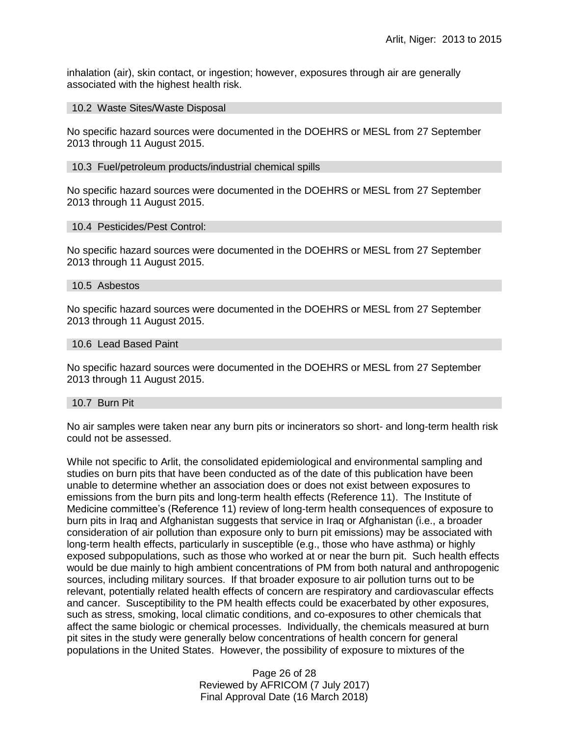inhalation (air), skin contact, or ingestion; however, exposures through air are generally associated with the highest health risk.

### 10.2 Waste Sites/Waste Disposal

No specific hazard sources were documented in the DOEHRS or MESL from 27 September 2013 through 11 August 2015.

### 10.3 Fuel/petroleum products/industrial chemical spills

No specific hazard sources were documented in the DOEHRS or MESL from 27 September 2013 through 11 August 2015.

### 10.4 Pesticides/Pest Control:

No specific hazard sources were documented in the DOEHRS or MESL from 27 September 2013 through 11 August 2015.

### 10.5 Asbestos

No specific hazard sources were documented in the DOEHRS or MESL from 27 September 2013 through 11 August 2015.

### 10.6 Lead Based Paint

No specific hazard sources were documented in the DOEHRS or MESL from 27 September 2013 through 11 August 2015.

### 10.7 Burn Pit

No air samples were taken near any burn pits or incinerators so short- and long-term health risk could not be assessed.

While not specific to Arlit, the consolidated epidemiological and environmental sampling and studies on burn pits that have been conducted as of the date of this publication have been unable to determine whether an association does or does not exist between exposures to emissions from the burn pits and long-term health effects (Reference 11). The Institute of Medicine committee's (Reference 11) review of long-term health consequences of exposure to burn pits in Iraq and Afghanistan suggests that service in Iraq or Afghanistan (i.e., a broader consideration of air pollution than exposure only to burn pit emissions) may be associated with long-term health effects, particularly in susceptible (e.g., those who have asthma) or highly exposed subpopulations, such as those who worked at or near the burn pit. Such health effects would be due mainly to high ambient concentrations of PM from both natural and anthropogenic sources, including military sources. If that broader exposure to air pollution turns out to be relevant, potentially related health effects of concern are respiratory and cardiovascular effects and cancer. Susceptibility to the PM health effects could be exacerbated by other exposures, such as stress, smoking, local climatic conditions, and co-exposures to other chemicals that affect the same biologic or chemical processes. Individually, the chemicals measured at burn pit sites in the study were generally below concentrations of health concern for general populations in the United States. However, the possibility of exposure to mixtures of the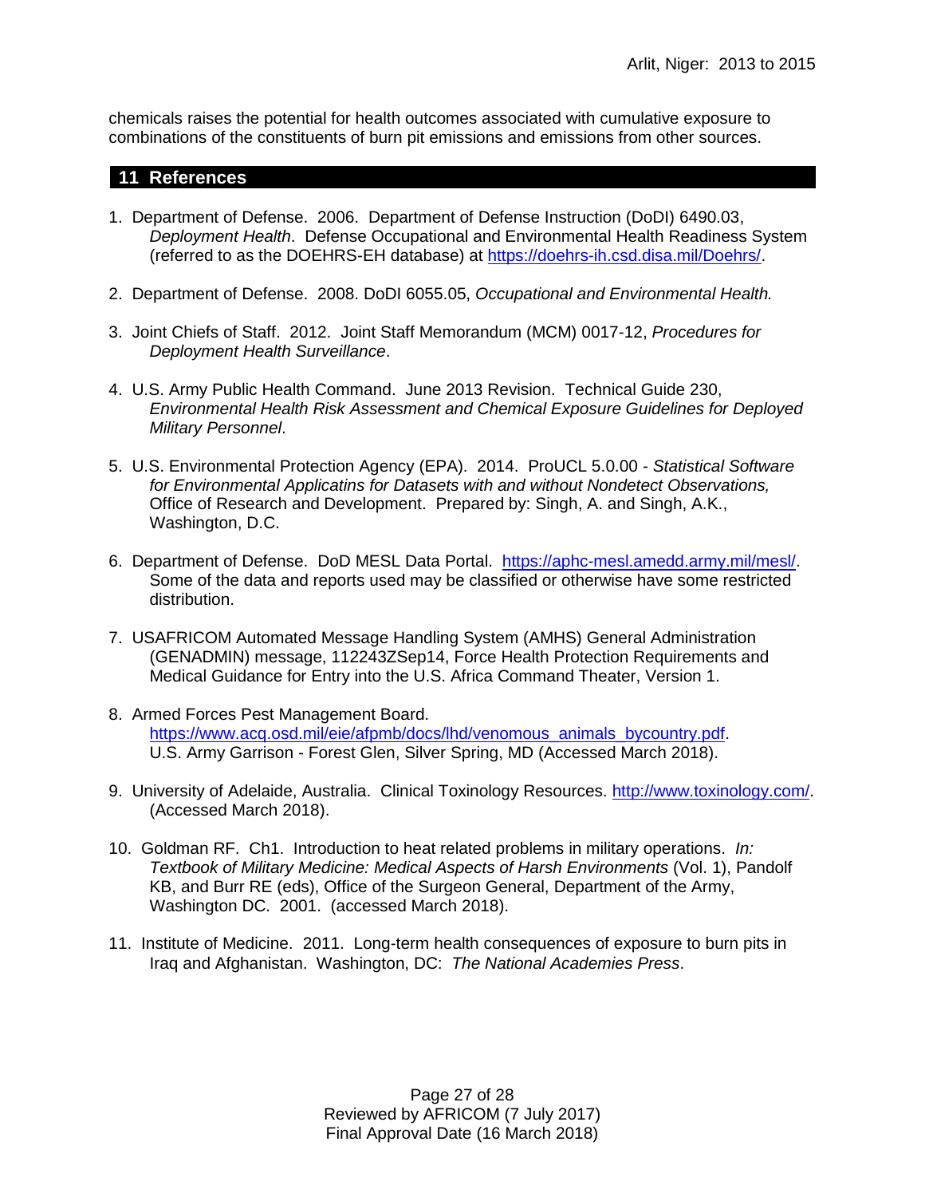chemicals raises the potential for health outcomes associated with cumulative exposure to combinations of the constituents of burn pit emissions and emissions from other sources.

## 11 References

1. Department of Defense. 2006. Department of Defense Instruction (DoDI) 6490.03, *Deployment Health*. Defense Occupational and Environmental Health Readiness System (referred to as the DOEHRS-EH database) at https://doehrs-ih.csd.disa.mil/Doehrs/.

2. Department of Defense. 2008. DoDI 6055.05, *Occupational and Environmental Health.*

3. Joint Chiefs of Staff. 2012. Joint Staff Memorandum (MCM) 0017-12, *Procedures for Deployment Health Surveillance*.

4. U.S. Army Public Health Command. June 2013 Revision. Technical Guide 230, *Environmental Health Risk Assessment and Chemical Exposure Guidelines for Deployed Military Personnel*.

5. U.S. Environmental Protection Agency (EPA). 2014. ProUCL 5.0.00 - *Statistical Software for Environmental Applicatins for Datasets with and without Nondetect Observations,* Office of Research and Development. Prepared by: Singh, A. and Singh, A.K., Washington, D.C.

6. Department of Defense. DoD MESL Data Portal. https://aphc-mesl.amedd.army.mil/mesl/. Some of the data and reports used may be classified or otherwise have some restricted distribution.

7. USAFRICOM Automated Message Handling System (AMHS) General Administration (GENADMIN) message, 112243ZSep14, Force Health Protection Requirements and Medical Guidance for Entry into the U.S. Africa Command Theater, Version 1.

8. Armed Forces Pest Management Board. https://www.acq.osd.mil/eie/afpmb/docs/lhd/venomous_animals_bycountry.pdf. U.S. Army Garrison - Forest Glen, Silver Spring, MD (Accessed March 2018).

9. University of Adelaide, Australia. Clinical Toxinology Resources. http://www.toxinology.com/. (Accessed March 2018).

10. Goldman RF. Ch1. Introduction to heat related problems in military operations. *In: Textbook of Military Medicine: Medical Aspects of Harsh Environments* (Vol. 1), Pandolf KB, and Burr RE (eds), Office of the Surgeon General, Department of the Army, Washington DC. 2001. (accessed March 2018).

11. Institute of Medicine. 2011. Long-term health consequences of exposure to burn pits in Iraq and Afghanistan. Washington, DC: *The National Academies Press*.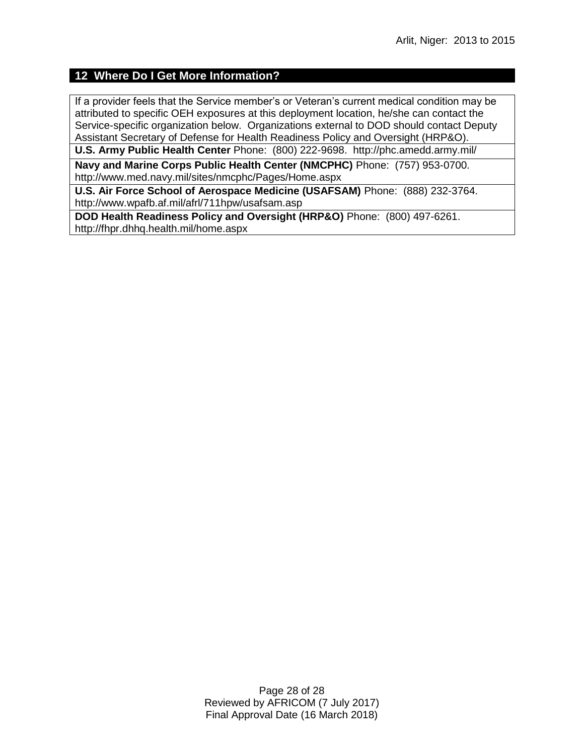## 12 Where Do I Get More Information?

| |
|---|
| If a provider feels that the Service member's or Veteran's current medical condition may be attributed to specific OEH exposures at this deployment location, he/she can contact the Service-specific organization below. Organizations external to DOD should contact Deputy Assistant Secretary of Defense for Health Readiness Policy and Oversight (HRP&O). |
| **U.S. Army Public Health Center** Phone: (800) 222-9698. http://phc.amedd.army.mil/ |
| **Navy and Marine Corps Public Health Center (NMCPHC)** Phone: (757) 953-0700. http://www.med.navy.mil/sites/nmcphc/Pages/Home.aspx |
| **U.S. Air Force School of Aerospace Medicine (USAFSAM)** Phone: (888) 232-3764. http://www.wpafb.af.mil/afrl/711hpw/usafsam.asp |
| **DOD Health Readiness Policy and Oversight (HRP&O)** Phone: (800) 497-6261. http://fhpr.dhhq.health.mil/home.aspx |

Reviewed by AFRICOM (7 July 2017)
Final Approval Date (16 March 2018)